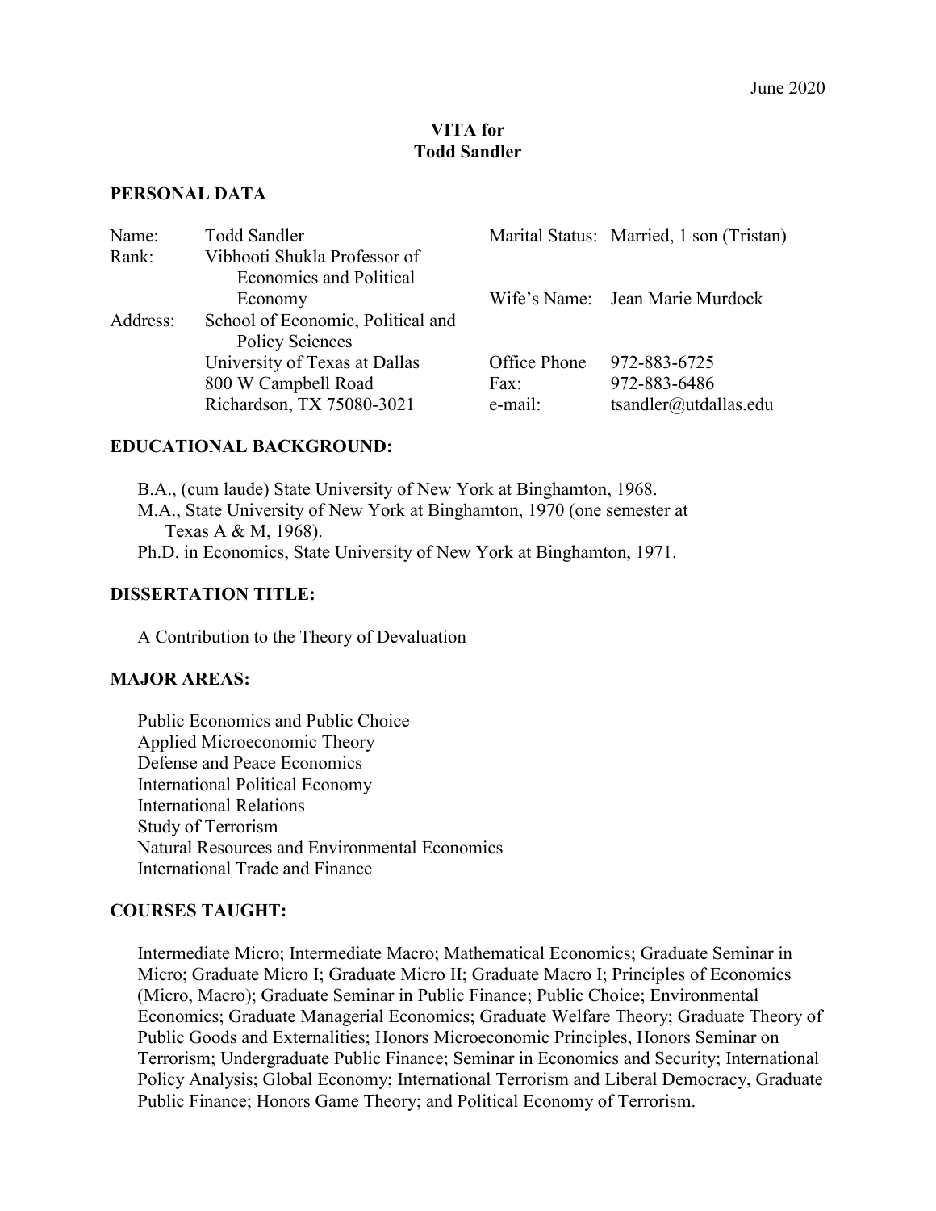June 2020

# VITA for
# Todd Sandler

## PERSONAL DATA

| | | | |
|---|---|---|---|
| Name: | Todd Sandler | Marital Status: | Married, 1 son (Tristan) |
| Rank: | Vibhooti Shukla Professor of Economics and Political Economy | Wife's Name: | Jean Marie Murdock |
| Address: | School of Economic, Political and Policy Sciences | | |
| | University of Texas at Dallas | Office Phone | 972-883-6725 |
| | 800 W Campbell Road | Fax: | 972-883-6486 |
| | Richardson, TX 75080-3021 | e-mail: | tsandler@utdallas.edu |

## EDUCATIONAL BACKGROUND:

B.A., (cum laude) State University of New York at Binghamton, 1968.
M.A., State University of New York at Binghamton, 1970 (one semester at Texas A & M, 1968).
Ph.D. in Economics, State University of New York at Binghamton, 1971.

## DISSERTATION TITLE:

A Contribution to the Theory of Devaluation

## MAJOR AREAS:

Public Economics and Public Choice
Applied Microeconomic Theory
Defense and Peace Economics
International Political Economy
International Relations
Study of Terrorism
Natural Resources and Environmental Economics
International Trade and Finance

## COURSES TAUGHT:

Intermediate Micro; Intermediate Macro; Mathematical Economics; Graduate Seminar in Micro; Graduate Micro I; Graduate Micro II; Graduate Macro I; Principles of Economics (Micro, Macro); Graduate Seminar in Public Finance; Public Choice; Environmental Economics; Graduate Managerial Economics; Graduate Welfare Theory; Graduate Theory of Public Goods and Externalities; Honors Microeconomic Principles, Honors Seminar on Terrorism; Undergraduate Public Finance; Seminar in Economics and Security; International Policy Analysis; Global Economy; International Terrorism and Liberal Democracy, Graduate Public Finance; Honors Game Theory; and Political Economy of Terrorism.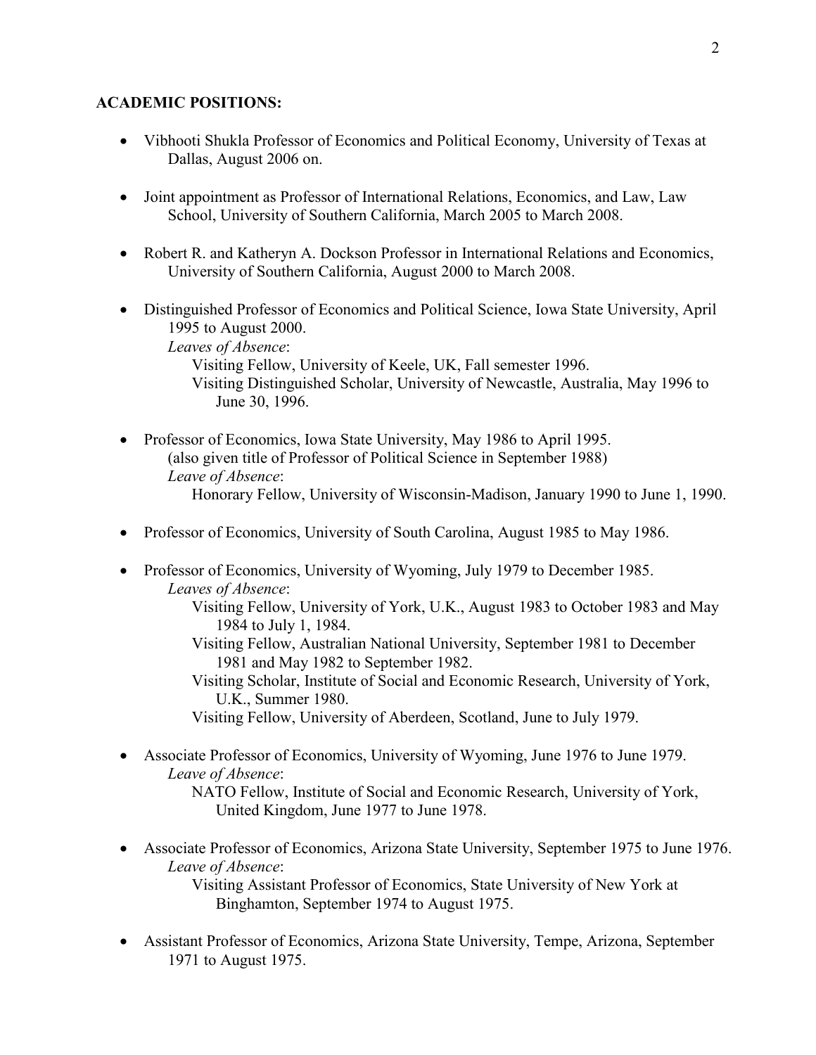**ACADEMIC POSITIONS:**

- Vibhooti Shukla Professor of Economics and Political Economy, University of Texas at Dallas, August 2006 on.

- Joint appointment as Professor of International Relations, Economics, and Law, Law School, University of Southern California, March 2005 to March 2008.

- Robert R. and Katheryn A. Dockson Professor in International Relations and Economics, University of Southern California, August 2000 to March 2008.

- Distinguished Professor of Economics and Political Science, Iowa State University, April 1995 to August 2000.
  *Leaves of Absence*:
  Visiting Fellow, University of Keele, UK, Fall semester 1996.
  Visiting Distinguished Scholar, University of Newcastle, Australia, May 1996 to June 30, 1996.

- Professor of Economics, Iowa State University, May 1986 to April 1995.
  (also given title of Professor of Political Science in September 1988)
  *Leave of Absence*:
  Honorary Fellow, University of Wisconsin-Madison, January 1990 to June 1, 1990.

- Professor of Economics, University of South Carolina, August 1985 to May 1986.

- Professor of Economics, University of Wyoming, July 1979 to December 1985.
  *Leaves of Absence*:
  Visiting Fellow, University of York, U.K., August 1983 to October 1983 and May 1984 to July 1, 1984.
  Visiting Fellow, Australian National University, September 1981 to December 1981 and May 1982 to September 1982.
  Visiting Scholar, Institute of Social and Economic Research, University of York, U.K., Summer 1980.
  Visiting Fellow, University of Aberdeen, Scotland, June to July 1979.

- Associate Professor of Economics, University of Wyoming, June 1976 to June 1979.
  *Leave of Absence*:
  NATO Fellow, Institute of Social and Economic Research, University of York, United Kingdom, June 1977 to June 1978.

- Associate Professor of Economics, Arizona State University, September 1975 to June 1976.
  *Leave of Absence*:
  Visiting Assistant Professor of Economics, State University of New York at Binghamton, September 1974 to August 1975.

- Assistant Professor of Economics, Arizona State University, Tempe, Arizona, September 1971 to August 1975.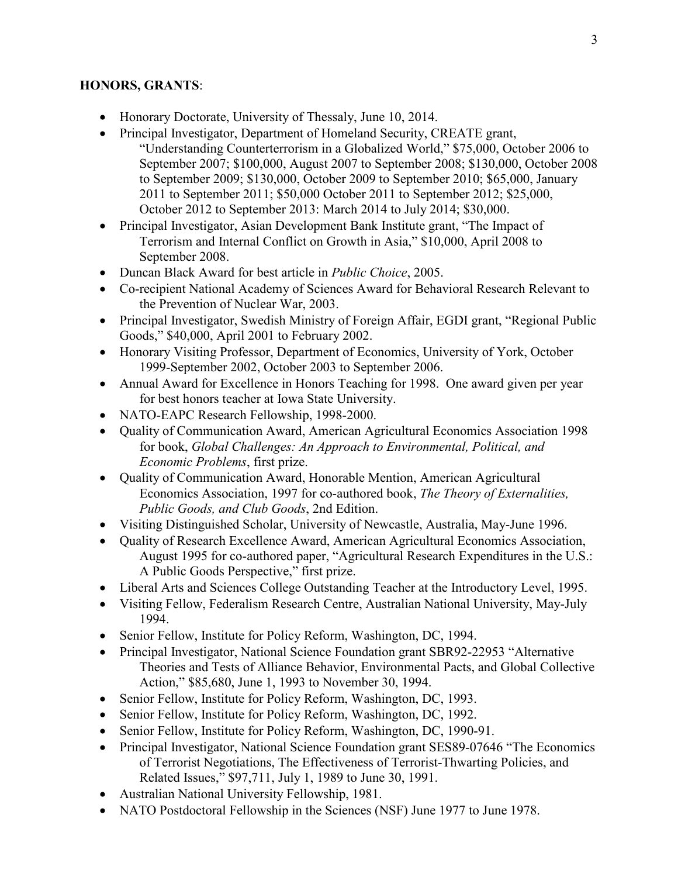**HONORS, GRANTS**:

- Honorary Doctorate, University of Thessaly, June 10, 2014.
- Principal Investigator, Department of Homeland Security, CREATE grant, "Understanding Counterterrorism in a Globalized World," $75,000, October 2006 to September 2007; $100,000, August 2007 to September 2008; $130,000, October 2008 to September 2009; $130,000, October 2009 to September 2010; $65,000, January 2011 to September 2011; $50,000 October 2011 to September 2012; $25,000, October 2012 to September 2013: March 2014 to July 2014; $30,000.
- Principal Investigator, Asian Development Bank Institute grant, "The Impact of Terrorism and Internal Conflict on Growth in Asia," $10,000, April 2008 to September 2008.
- Duncan Black Award for best article in *Public Choice*, 2005.
- Co-recipient National Academy of Sciences Award for Behavioral Research Relevant to the Prevention of Nuclear War, 2003.
- Principal Investigator, Swedish Ministry of Foreign Affair, EGDI grant, "Regional Public Goods," $40,000, April 2001 to February 2002.
- Honorary Visiting Professor, Department of Economics, University of York, October 1999-September 2002, October 2003 to September 2006.
- Annual Award for Excellence in Honors Teaching for 1998. One award given per year for best honors teacher at Iowa State University.
- NATO-EAPC Research Fellowship, 1998-2000.
- Quality of Communication Award, American Agricultural Economics Association 1998 for book, *Global Challenges: An Approach to Environmental, Political, and Economic Problems*, first prize.
- Quality of Communication Award, Honorable Mention, American Agricultural Economics Association, 1997 for co-authored book, *The Theory of Externalities, Public Goods, and Club Goods*, 2nd Edition.
- Visiting Distinguished Scholar, University of Newcastle, Australia, May-June 1996.
- Quality of Research Excellence Award, American Agricultural Economics Association, August 1995 for co-authored paper, "Agricultural Research Expenditures in the U.S.: A Public Goods Perspective," first prize.
- Liberal Arts and Sciences College Outstanding Teacher at the Introductory Level, 1995.
- Visiting Fellow, Federalism Research Centre, Australian National University, May-July 1994.
- Senior Fellow, Institute for Policy Reform, Washington, DC, 1994.
- Principal Investigator, National Science Foundation grant SBR92-22953 "Alternative Theories and Tests of Alliance Behavior, Environmental Pacts, and Global Collective Action," $85,680, June 1, 1993 to November 30, 1994.
- Senior Fellow, Institute for Policy Reform, Washington, DC, 1993.
- Senior Fellow, Institute for Policy Reform, Washington, DC, 1992.
- Senior Fellow, Institute for Policy Reform, Washington, DC, 1990-91.
- Principal Investigator, National Science Foundation grant SES89-07646 "The Economics of Terrorist Negotiations, The Effectiveness of Terrorist-Thwarting Policies, and Related Issues," $97,711, July 1, 1989 to June 30, 1991.
- Australian National University Fellowship, 1981.
- NATO Postdoctoral Fellowship in the Sciences (NSF) June 1977 to June 1978.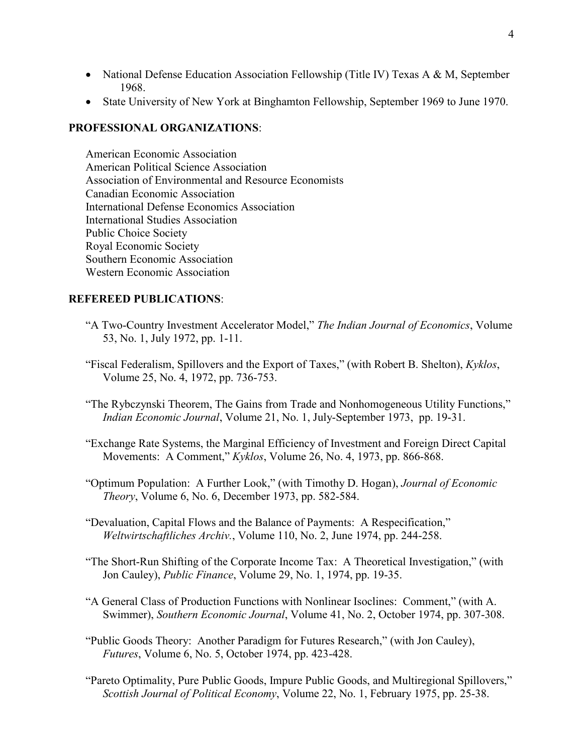- National Defense Education Association Fellowship (Title IV) Texas A & M, September 1968.
- State University of New York at Binghamton Fellowship, September 1969 to June 1970.

## PROFESSIONAL ORGANIZATIONS:

American Economic Association
American Political Science Association
Association of Environmental and Resource Economists
Canadian Economic Association
International Defense Economics Association
International Studies Association
Public Choice Society
Royal Economic Society
Southern Economic Association
Western Economic Association

## REFEREED PUBLICATIONS:

"A Two-Country Investment Accelerator Model," *The Indian Journal of Economics*, Volume 53, No. 1, July 1972, pp. 1-11.

"Fiscal Federalism, Spillovers and the Export of Taxes," (with Robert B. Shelton), *Kyklos*, Volume 25, No. 4, 1972, pp. 736-753.

"The Rybczynski Theorem, The Gains from Trade and Nonhomogeneous Utility Functions," *Indian Economic Journal*, Volume 21, No. 1, July-September 1973, pp. 19-31.

"Exchange Rate Systems, the Marginal Efficiency of Investment and Foreign Direct Capital Movements: A Comment," *Kyklos*, Volume 26, No. 4, 1973, pp. 866-868.

"Optimum Population: A Further Look," (with Timothy D. Hogan), *Journal of Economic Theory*, Volume 6, No. 6, December 1973, pp. 582-584.

"Devaluation, Capital Flows and the Balance of Payments: A Respecification," *Weltwirtschaftliches Archiv.*, Volume 110, No. 2, June 1974, pp. 244-258.

"The Short-Run Shifting of the Corporate Income Tax: A Theoretical Investigation," (with Jon Cauley), *Public Finance*, Volume 29, No. 1, 1974, pp. 19-35.

"A General Class of Production Functions with Nonlinear Isoclines: Comment," (with A. Swimmer), *Southern Economic Journal*, Volume 41, No. 2, October 1974, pp. 307-308.

"Public Goods Theory: Another Paradigm for Futures Research," (with Jon Cauley), *Futures*, Volume 6, No. 5, October 1974, pp. 423-428.

"Pareto Optimality, Pure Public Goods, Impure Public Goods, and Multiregional Spillovers," *Scottish Journal of Political Economy*, Volume 22, No. 1, February 1975, pp. 25-38.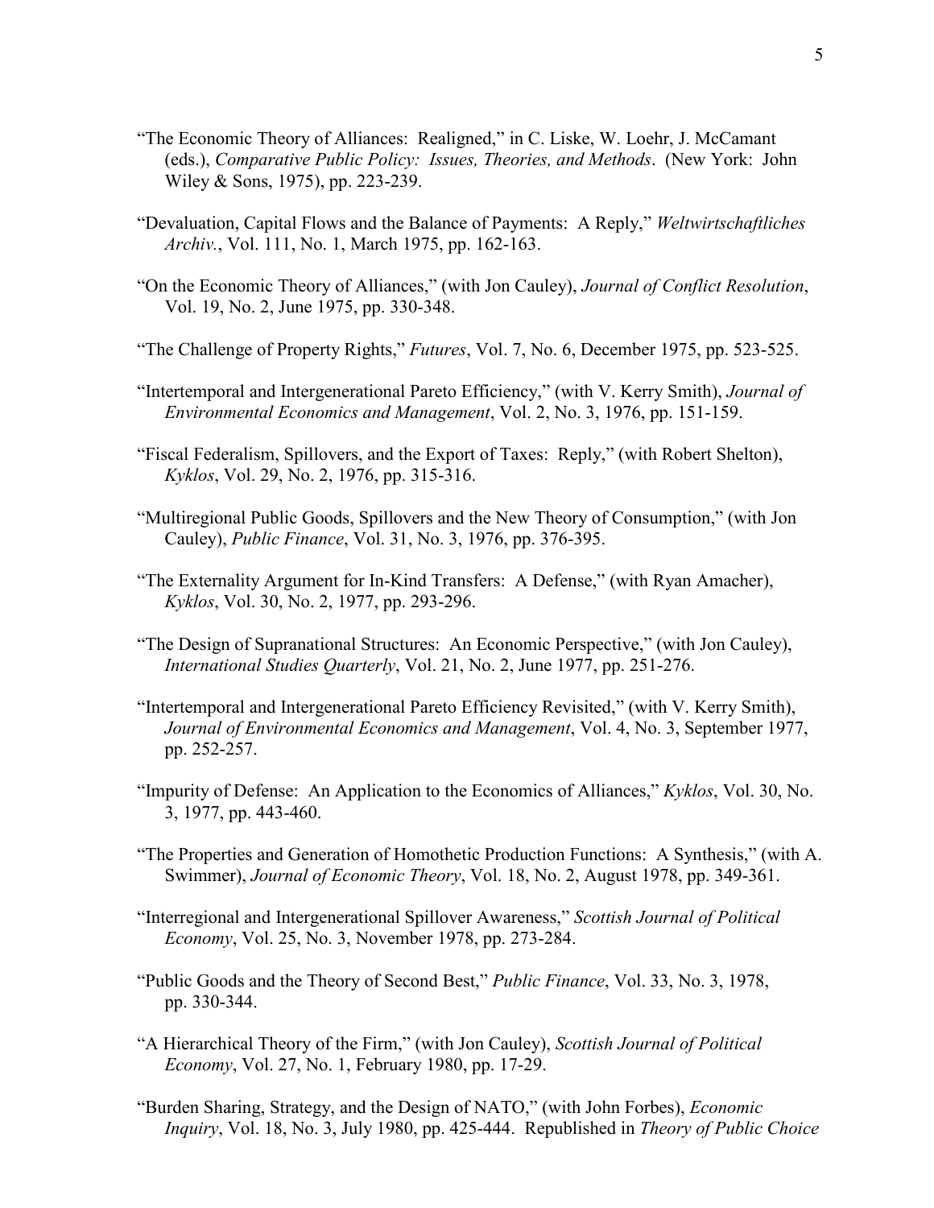"The Economic Theory of Alliances: Realigned," in C. Liske, W. Loehr, J. McCamant (eds.), *Comparative Public Policy: Issues, Theories, and Methods*. (New York: John Wiley & Sons, 1975), pp. 223-239.

"Devaluation, Capital Flows and the Balance of Payments: A Reply," *Weltwirtschaftliches Archiv.*, Vol. 111, No. 1, March 1975, pp. 162-163.

"On the Economic Theory of Alliances," (with Jon Cauley), *Journal of Conflict Resolution*, Vol. 19, No. 2, June 1975, pp. 330-348.

"The Challenge of Property Rights," *Futures*, Vol. 7, No. 6, December 1975, pp. 523-525.

"Intertemporal and Intergenerational Pareto Efficiency," (with V. Kerry Smith), *Journal of Environmental Economics and Management*, Vol. 2, No. 3, 1976, pp. 151-159.

"Fiscal Federalism, Spillovers, and the Export of Taxes: Reply," (with Robert Shelton), *Kyklos*, Vol. 29, No. 2, 1976, pp. 315-316.

"Multiregional Public Goods, Spillovers and the New Theory of Consumption," (with Jon Cauley), *Public Finance*, Vol. 31, No. 3, 1976, pp. 376-395.

"The Externality Argument for In-Kind Transfers: A Defense," (with Ryan Amacher), *Kyklos*, Vol. 30, No. 2, 1977, pp. 293-296.

"The Design of Supranational Structures: An Economic Perspective," (with Jon Cauley), *International Studies Quarterly*, Vol. 21, No. 2, June 1977, pp. 251-276.

"Intertemporal and Intergenerational Pareto Efficiency Revisited," (with V. Kerry Smith), *Journal of Environmental Economics and Management*, Vol. 4, No. 3, September 1977, pp. 252-257.

"Impurity of Defense: An Application to the Economics of Alliances," *Kyklos*, Vol. 30, No. 3, 1977, pp. 443-460.

"The Properties and Generation of Homothetic Production Functions: A Synthesis," (with A. Swimmer), *Journal of Economic Theory*, Vol. 18, No. 2, August 1978, pp. 349-361.

"Interregional and Intergenerational Spillover Awareness," *Scottish Journal of Political Economy*, Vol. 25, No. 3, November 1978, pp. 273-284.

"Public Goods and the Theory of Second Best," *Public Finance*, Vol. 33, No. 3, 1978, pp. 330-344.

"A Hierarchical Theory of the Firm," (with Jon Cauley), *Scottish Journal of Political Economy*, Vol. 27, No. 1, February 1980, pp. 17-29.

"Burden Sharing, Strategy, and the Design of NATO," (with John Forbes), *Economic Inquiry*, Vol. 18, No. 3, July 1980, pp. 425-444. Republished in *Theory of Public Choice*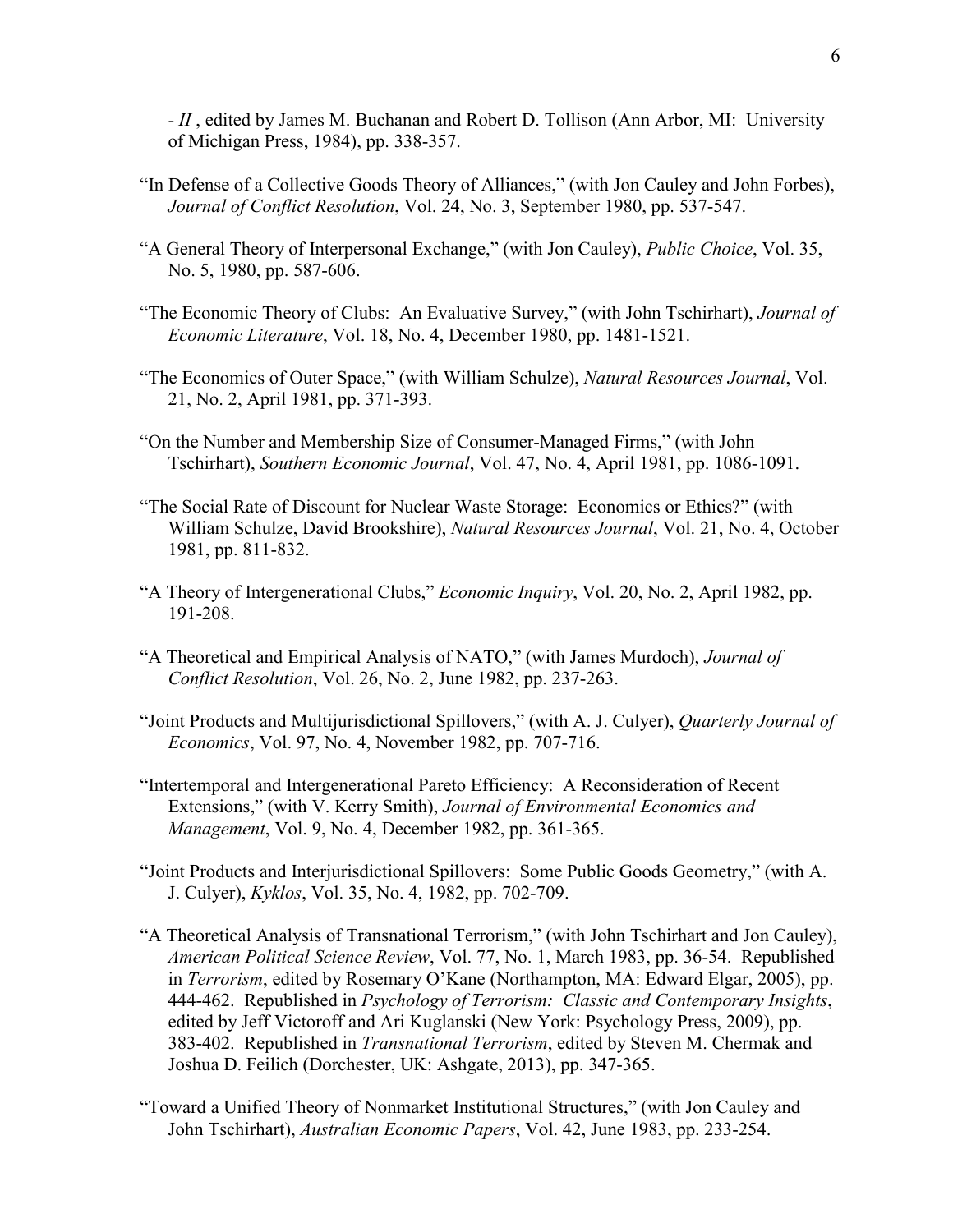- *II* , edited by James M. Buchanan and Robert D. Tollison (Ann Arbor, MI: University of Michigan Press, 1984), pp. 338-357.

"In Defense of a Collective Goods Theory of Alliances," (with Jon Cauley and John Forbes), *Journal of Conflict Resolution*, Vol. 24, No. 3, September 1980, pp. 537-547.

"A General Theory of Interpersonal Exchange," (with Jon Cauley), *Public Choice*, Vol. 35, No. 5, 1980, pp. 587-606.

"The Economic Theory of Clubs: An Evaluative Survey," (with John Tschirhart), *Journal of Economic Literature*, Vol. 18, No. 4, December 1980, pp. 1481-1521.

"The Economics of Outer Space," (with William Schulze), *Natural Resources Journal*, Vol. 21, No. 2, April 1981, pp. 371-393.

"On the Number and Membership Size of Consumer-Managed Firms," (with John Tschirhart), *Southern Economic Journal*, Vol. 47, No. 4, April 1981, pp. 1086-1091.

"The Social Rate of Discount for Nuclear Waste Storage: Economics or Ethics?" (with William Schulze, David Brookshire), *Natural Resources Journal*, Vol. 21, No. 4, October 1981, pp. 811-832.

"A Theory of Intergenerational Clubs," *Economic Inquiry*, Vol. 20, No. 2, April 1982, pp. 191-208.

"A Theoretical and Empirical Analysis of NATO," (with James Murdoch), *Journal of Conflict Resolution*, Vol. 26, No. 2, June 1982, pp. 237-263.

"Joint Products and Multijurisdictional Spillovers," (with A. J. Culyer), *Quarterly Journal of Economics*, Vol. 97, No. 4, November 1982, pp. 707-716.

"Intertemporal and Intergenerational Pareto Efficiency: A Reconsideration of Recent Extensions," (with V. Kerry Smith), *Journal of Environmental Economics and Management*, Vol. 9, No. 4, December 1982, pp. 361-365.

"Joint Products and Interjurisdictional Spillovers: Some Public Goods Geometry," (with A. J. Culyer), *Kyklos*, Vol. 35, No. 4, 1982, pp. 702-709.

"A Theoretical Analysis of Transnational Terrorism," (with John Tschirhart and Jon Cauley), *American Political Science Review*, Vol. 77, No. 1, March 1983, pp. 36-54. Republished in *Terrorism*, edited by Rosemary O'Kane (Northampton, MA: Edward Elgar, 2005), pp. 444-462. Republished in *Psychology of Terrorism: Classic and Contemporary Insights*, edited by Jeff Victoroff and Ari Kuglanski (New York: Psychology Press, 2009), pp. 383-402. Republished in *Transnational Terrorism*, edited by Steven M. Chermak and Joshua D. Feilich (Dorchester, UK: Ashgate, 2013), pp. 347-365.

"Toward a Unified Theory of Nonmarket Institutional Structures," (with Jon Cauley and John Tschirhart), *Australian Economic Papers*, Vol. 42, June 1983, pp. 233-254.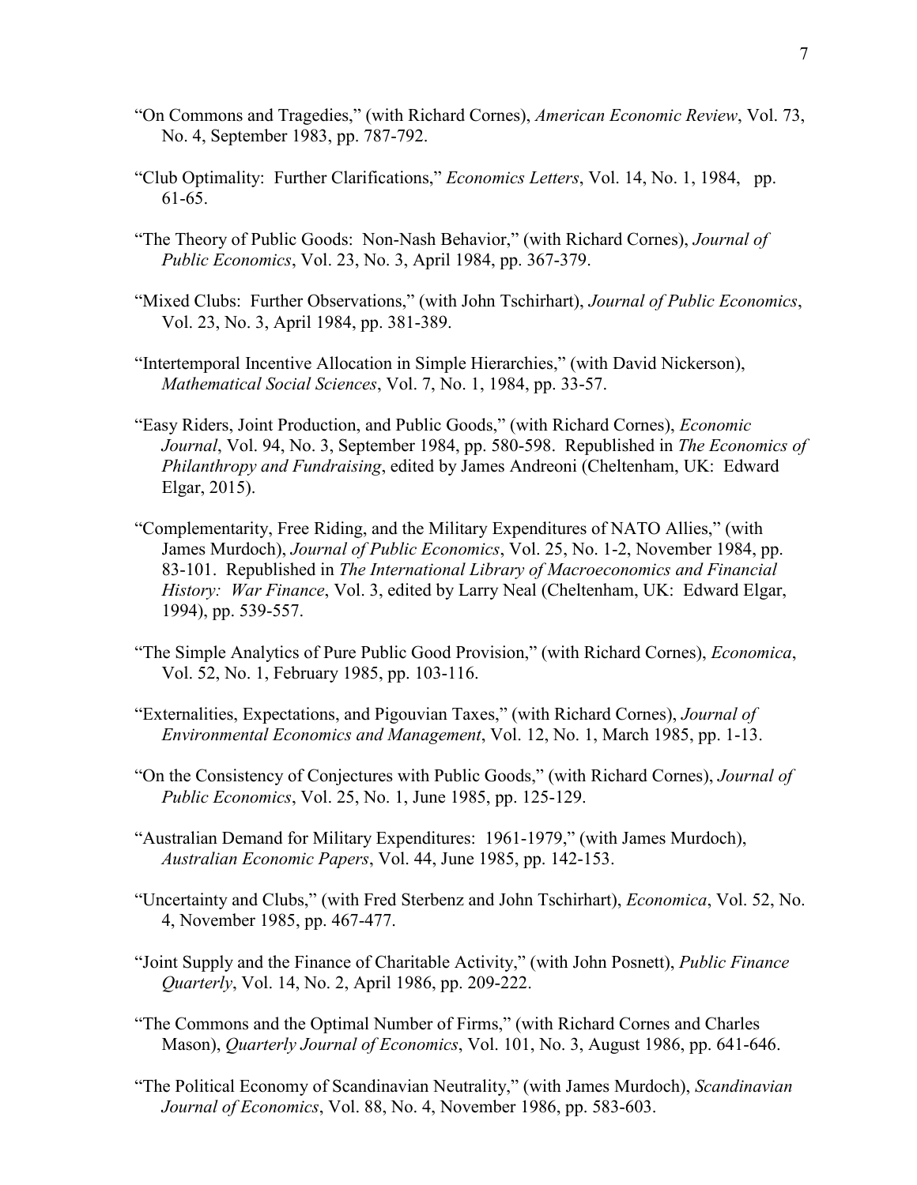"On Commons and Tragedies," (with Richard Cornes), *American Economic Review*, Vol. 73, No. 4, September 1983, pp. 787-792.

"Club Optimality: Further Clarifications," *Economics Letters*, Vol. 14, No. 1, 1984, pp. 61-65.

"The Theory of Public Goods: Non-Nash Behavior," (with Richard Cornes), *Journal of Public Economics*, Vol. 23, No. 3, April 1984, pp. 367-379.

"Mixed Clubs: Further Observations," (with John Tschirhart), *Journal of Public Economics*, Vol. 23, No. 3, April 1984, pp. 381-389.

"Intertemporal Incentive Allocation in Simple Hierarchies," (with David Nickerson), *Mathematical Social Sciences*, Vol. 7, No. 1, 1984, pp. 33-57.

"Easy Riders, Joint Production, and Public Goods," (with Richard Cornes), *Economic Journal*, Vol. 94, No. 3, September 1984, pp. 580-598. Republished in *The Economics of Philanthropy and Fundraising*, edited by James Andreoni (Cheltenham, UK: Edward Elgar, 2015).

"Complementarity, Free Riding, and the Military Expenditures of NATO Allies," (with James Murdoch), *Journal of Public Economics*, Vol. 25, No. 1-2, November 1984, pp. 83-101. Republished in *The International Library of Macroeconomics and Financial History: War Finance*, Vol. 3, edited by Larry Neal (Cheltenham, UK: Edward Elgar, 1994), pp. 539-557.

"The Simple Analytics of Pure Public Good Provision," (with Richard Cornes), *Economica*, Vol. 52, No. 1, February 1985, pp. 103-116.

"Externalities, Expectations, and Pigouvian Taxes," (with Richard Cornes), *Journal of Environmental Economics and Management*, Vol. 12, No. 1, March 1985, pp. 1-13.

"On the Consistency of Conjectures with Public Goods," (with Richard Cornes), *Journal of Public Economics*, Vol. 25, No. 1, June 1985, pp. 125-129.

"Australian Demand for Military Expenditures: 1961-1979," (with James Murdoch), *Australian Economic Papers*, Vol. 44, June 1985, pp. 142-153.

"Uncertainty and Clubs," (with Fred Sterbenz and John Tschirhart), *Economica*, Vol. 52, No. 4, November 1985, pp. 467-477.

"Joint Supply and the Finance of Charitable Activity," (with John Posnett), *Public Finance Quarterly*, Vol. 14, No. 2, April 1986, pp. 209-222.

"The Commons and the Optimal Number of Firms," (with Richard Cornes and Charles Mason), *Quarterly Journal of Economics*, Vol. 101, No. 3, August 1986, pp. 641-646.

"The Political Economy of Scandinavian Neutrality," (with James Murdoch), *Scandinavian Journal of Economics*, Vol. 88, No. 4, November 1986, pp. 583-603.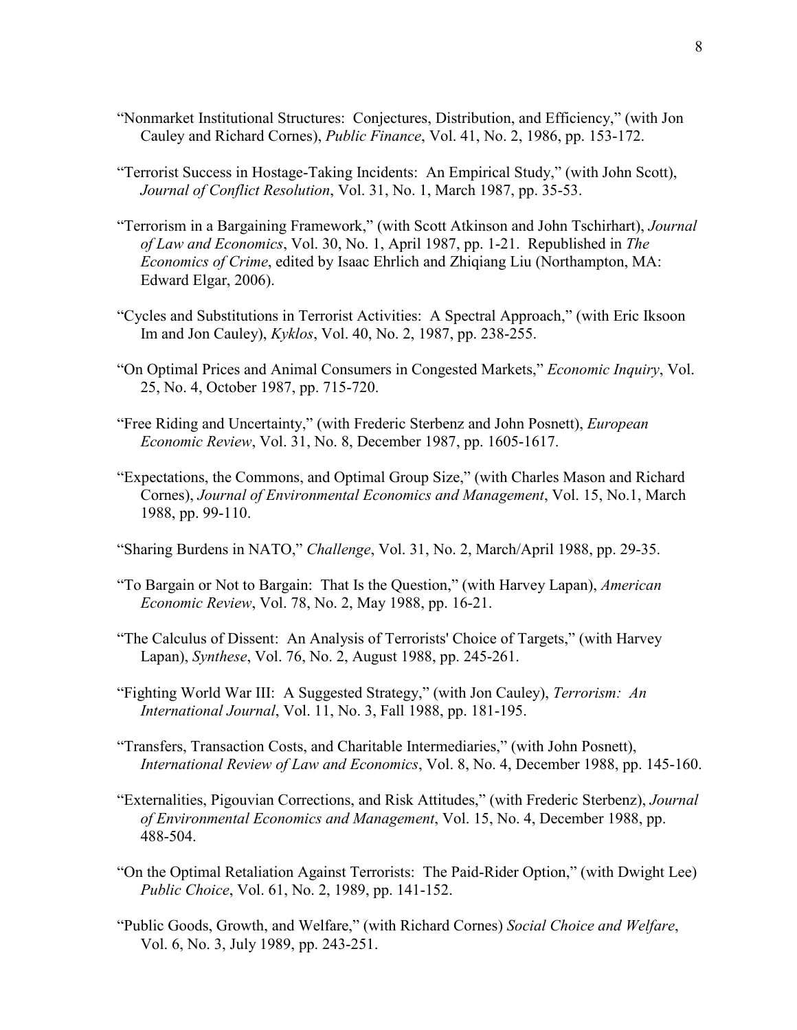"Nonmarket Institutional Structures: Conjectures, Distribution, and Efficiency," (with Jon Cauley and Richard Cornes), *Public Finance*, Vol. 41, No. 2, 1986, pp. 153-172.

"Terrorist Success in Hostage-Taking Incidents: An Empirical Study," (with John Scott), *Journal of Conflict Resolution*, Vol. 31, No. 1, March 1987, pp. 35-53.

"Terrorism in a Bargaining Framework," (with Scott Atkinson and John Tschirhart), *Journal of Law and Economics*, Vol. 30, No. 1, April 1987, pp. 1-21. Republished in *The Economics of Crime*, edited by Isaac Ehrlich and Zhiqiang Liu (Northampton, MA: Edward Elgar, 2006).

"Cycles and Substitutions in Terrorist Activities: A Spectral Approach," (with Eric Iksoon Im and Jon Cauley), *Kyklos*, Vol. 40, No. 2, 1987, pp. 238-255.

"On Optimal Prices and Animal Consumers in Congested Markets," *Economic Inquiry*, Vol. 25, No. 4, October 1987, pp. 715-720.

"Free Riding and Uncertainty," (with Frederic Sterbenz and John Posnett), *European Economic Review*, Vol. 31, No. 8, December 1987, pp. 1605-1617.

"Expectations, the Commons, and Optimal Group Size," (with Charles Mason and Richard Cornes), *Journal of Environmental Economics and Management*, Vol. 15, No.1, March 1988, pp. 99-110.

"Sharing Burdens in NATO," *Challenge*, Vol. 31, No. 2, March/April 1988, pp. 29-35.

"To Bargain or Not to Bargain: That Is the Question," (with Harvey Lapan), *American Economic Review*, Vol. 78, No. 2, May 1988, pp. 16-21.

"The Calculus of Dissent: An Analysis of Terrorists' Choice of Targets," (with Harvey Lapan), *Synthese*, Vol. 76, No. 2, August 1988, pp. 245-261.

"Fighting World War III: A Suggested Strategy," (with Jon Cauley), *Terrorism: An International Journal*, Vol. 11, No. 3, Fall 1988, pp. 181-195.

"Transfers, Transaction Costs, and Charitable Intermediaries," (with John Posnett), *International Review of Law and Economics*, Vol. 8, No. 4, December 1988, pp. 145-160.

"Externalities, Pigouvian Corrections, and Risk Attitudes," (with Frederic Sterbenz), *Journal of Environmental Economics and Management*, Vol. 15, No. 4, December 1988, pp. 488-504.

"On the Optimal Retaliation Against Terrorists: The Paid-Rider Option," (with Dwight Lee) *Public Choice*, Vol. 61, No. 2, 1989, pp. 141-152.

"Public Goods, Growth, and Welfare," (with Richard Cornes) *Social Choice and Welfare*, Vol. 6, No. 3, July 1989, pp. 243-251.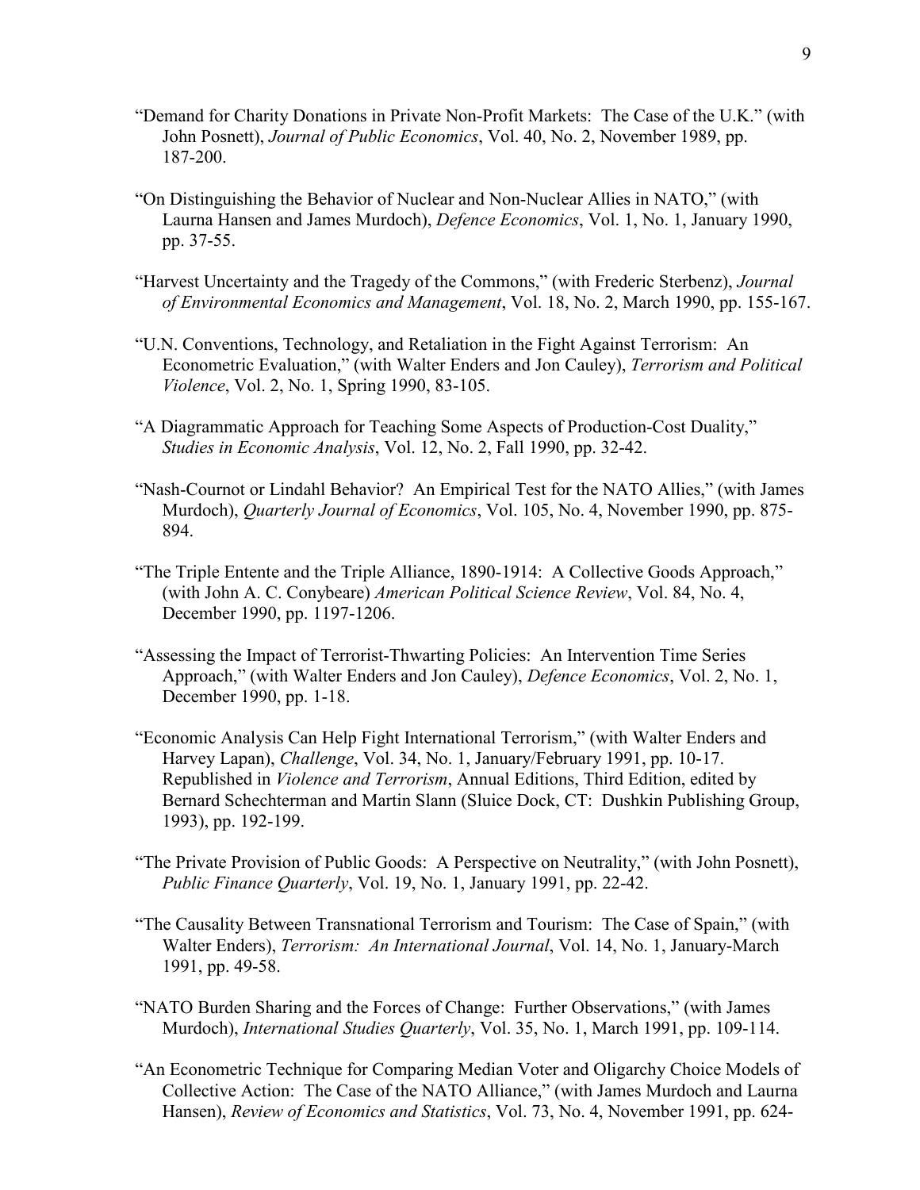"Demand for Charity Donations in Private Non-Profit Markets: The Case of the U.K." (with John Posnett), *Journal of Public Economics*, Vol. 40, No. 2, November 1989, pp. 187-200.

"On Distinguishing the Behavior of Nuclear and Non-Nuclear Allies in NATO," (with Laurna Hansen and James Murdoch), *Defence Economics*, Vol. 1, No. 1, January 1990, pp. 37-55.

"Harvest Uncertainty and the Tragedy of the Commons," (with Frederic Sterbenz), *Journal of Environmental Economics and Management*, Vol. 18, No. 2, March 1990, pp. 155-167.

"U.N. Conventions, Technology, and Retaliation in the Fight Against Terrorism: An Econometric Evaluation," (with Walter Enders and Jon Cauley), *Terrorism and Political Violence*, Vol. 2, No. 1, Spring 1990, 83-105.

"A Diagrammatic Approach for Teaching Some Aspects of Production-Cost Duality," *Studies in Economic Analysis*, Vol. 12, No. 2, Fall 1990, pp. 32-42.

"Nash-Cournot or Lindahl Behavior? An Empirical Test for the NATO Allies," (with James Murdoch), *Quarterly Journal of Economics*, Vol. 105, No. 4, November 1990, pp. 875-894.

"The Triple Entente and the Triple Alliance, 1890-1914: A Collective Goods Approach," (with John A. C. Conybeare) *American Political Science Review*, Vol. 84, No. 4, December 1990, pp. 1197-1206.

"Assessing the Impact of Terrorist-Thwarting Policies: An Intervention Time Series Approach," (with Walter Enders and Jon Cauley), *Defence Economics*, Vol. 2, No. 1, December 1990, pp. 1-18.

"Economic Analysis Can Help Fight International Terrorism," (with Walter Enders and Harvey Lapan), *Challenge*, Vol. 34, No. 1, January/February 1991, pp. 10-17. Republished in *Violence and Terrorism*, Annual Editions, Third Edition, edited by Bernard Schechterman and Martin Slann (Sluice Dock, CT: Dushkin Publishing Group, 1993), pp. 192-199.

"The Private Provision of Public Goods: A Perspective on Neutrality," (with John Posnett), *Public Finance Quarterly*, Vol. 19, No. 1, January 1991, pp. 22-42.

"The Causality Between Transnational Terrorism and Tourism: The Case of Spain," (with Walter Enders), *Terrorism: An International Journal*, Vol. 14, No. 1, January-March 1991, pp. 49-58.

"NATO Burden Sharing and the Forces of Change: Further Observations," (with James Murdoch), *International Studies Quarterly*, Vol. 35, No. 1, March 1991, pp. 109-114.

"An Econometric Technique for Comparing Median Voter and Oligarchy Choice Models of Collective Action: The Case of the NATO Alliance," (with James Murdoch and Laurna Hansen), *Review of Economics and Statistics*, Vol. 73, No. 4, November 1991, pp. 624-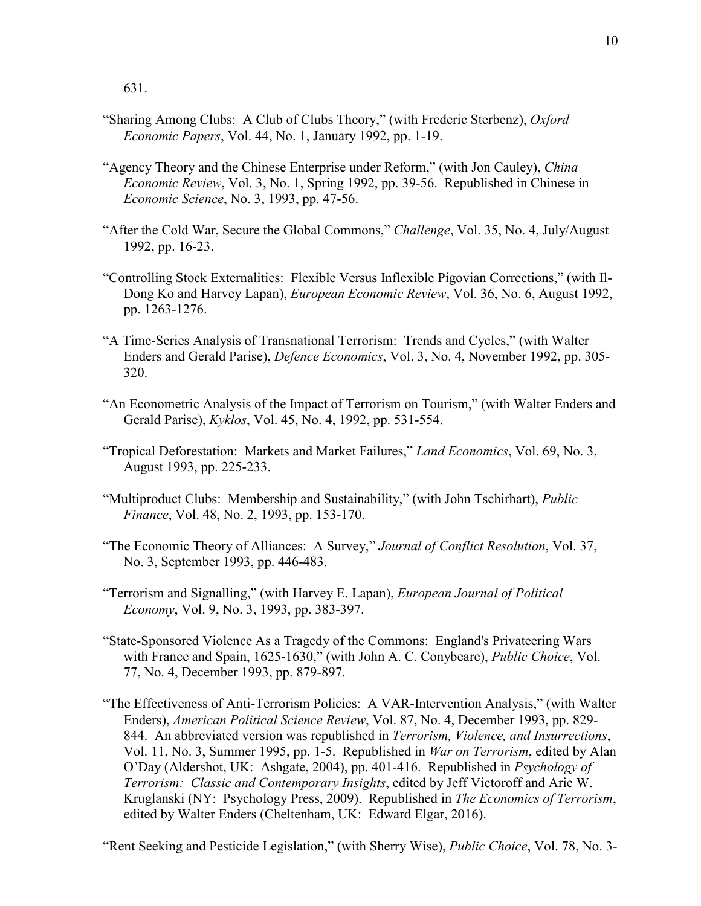631.

"Sharing Among Clubs: A Club of Clubs Theory," (with Frederic Sterbenz), *Oxford Economic Papers*, Vol. 44, No. 1, January 1992, pp. 1-19.

"Agency Theory and the Chinese Enterprise under Reform," (with Jon Cauley), *China Economic Review*, Vol. 3, No. 1, Spring 1992, pp. 39-56. Republished in Chinese in *Economic Science*, No. 3, 1993, pp. 47-56.

"After the Cold War, Secure the Global Commons," *Challenge*, Vol. 35, No. 4, July/August 1992, pp. 16-23.

"Controlling Stock Externalities: Flexible Versus Inflexible Pigovian Corrections," (with Il-Dong Ko and Harvey Lapan), *European Economic Review*, Vol. 36, No. 6, August 1992, pp. 1263-1276.

"A Time-Series Analysis of Transnational Terrorism: Trends and Cycles," (with Walter Enders and Gerald Parise), *Defence Economics*, Vol. 3, No. 4, November 1992, pp. 305-320.

"An Econometric Analysis of the Impact of Terrorism on Tourism," (with Walter Enders and Gerald Parise), *Kyklos*, Vol. 45, No. 4, 1992, pp. 531-554.

"Tropical Deforestation: Markets and Market Failures," *Land Economics*, Vol. 69, No. 3, August 1993, pp. 225-233.

"Multiproduct Clubs: Membership and Sustainability," (with John Tschirhart), *Public Finance*, Vol. 48, No. 2, 1993, pp. 153-170.

"The Economic Theory of Alliances: A Survey," *Journal of Conflict Resolution*, Vol. 37, No. 3, September 1993, pp. 446-483.

"Terrorism and Signalling," (with Harvey E. Lapan), *European Journal of Political Economy*, Vol. 9, No. 3, 1993, pp. 383-397.

"State-Sponsored Violence As a Tragedy of the Commons: England's Privateering Wars with France and Spain, 1625-1630," (with John A. C. Conybeare), *Public Choice*, Vol. 77, No. 4, December 1993, pp. 879-897.

"The Effectiveness of Anti-Terrorism Policies: A VAR-Intervention Analysis," (with Walter Enders), *American Political Science Review*, Vol. 87, No. 4, December 1993, pp. 829-844. An abbreviated version was republished in *Terrorism, Violence, and Insurrections*, Vol. 11, No. 3, Summer 1995, pp. 1-5. Republished in *War on Terrorism*, edited by Alan O'Day (Aldershot, UK: Ashgate, 2004), pp. 401-416. Republished in *Psychology of Terrorism: Classic and Contemporary Insights*, edited by Jeff Victoroff and Arie W. Kruglanski (NY: Psychology Press, 2009). Republished in *The Economics of Terrorism*, edited by Walter Enders (Cheltenham, UK: Edward Elgar, 2016).

"Rent Seeking and Pesticide Legislation," (with Sherry Wise), *Public Choice*, Vol. 78, No. 3-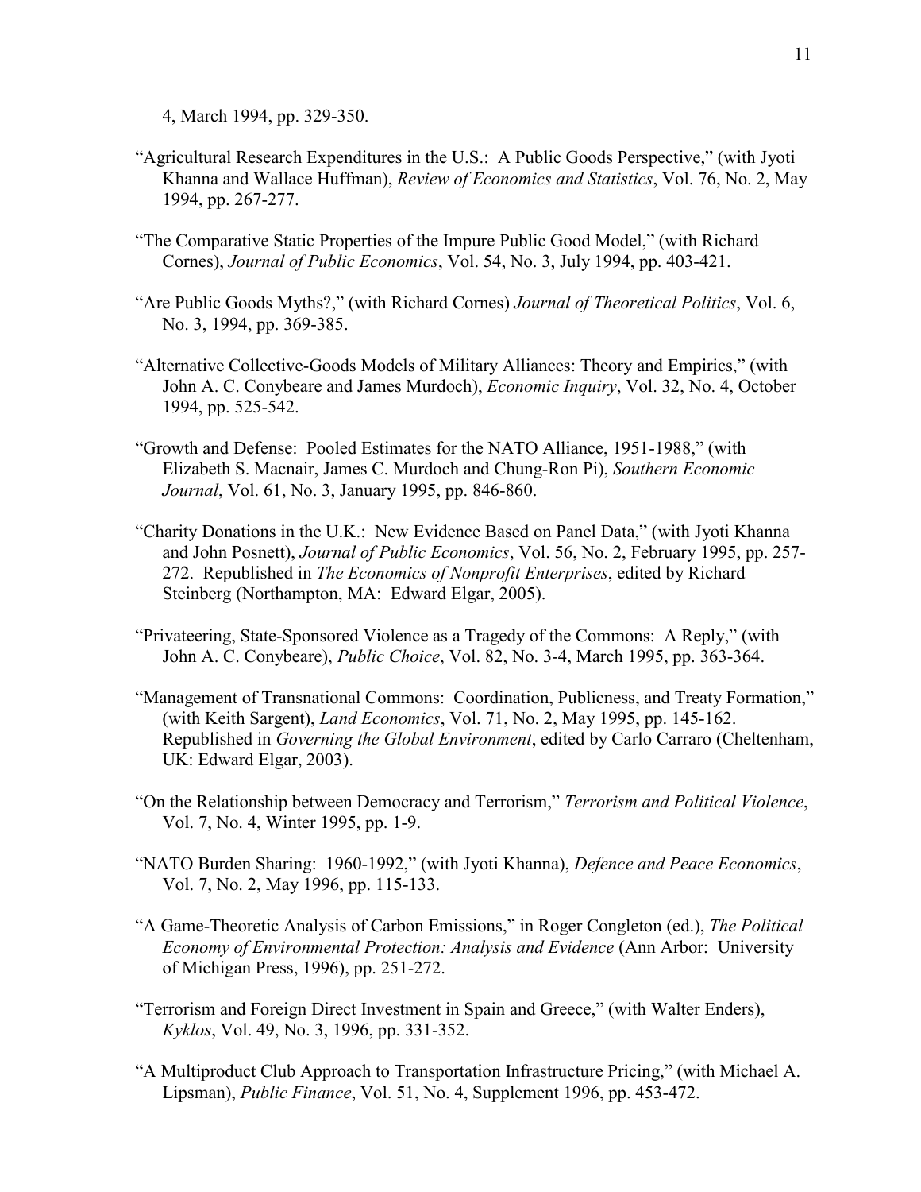4, March 1994, pp. 329-350.

"Agricultural Research Expenditures in the U.S.: A Public Goods Perspective," (with Jyoti Khanna and Wallace Huffman), *Review of Economics and Statistics*, Vol. 76, No. 2, May 1994, pp. 267-277.

"The Comparative Static Properties of the Impure Public Good Model," (with Richard Cornes), *Journal of Public Economics*, Vol. 54, No. 3, July 1994, pp. 403-421.

"Are Public Goods Myths?," (with Richard Cornes) *Journal of Theoretical Politics*, Vol. 6, No. 3, 1994, pp. 369-385.

"Alternative Collective-Goods Models of Military Alliances: Theory and Empirics," (with John A. C. Conybeare and James Murdoch), *Economic Inquiry*, Vol. 32, No. 4, October 1994, pp. 525-542.

"Growth and Defense: Pooled Estimates for the NATO Alliance, 1951-1988," (with Elizabeth S. Macnair, James C. Murdoch and Chung-Ron Pi), *Southern Economic Journal*, Vol. 61, No. 3, January 1995, pp. 846-860.

"Charity Donations in the U.K.: New Evidence Based on Panel Data," (with Jyoti Khanna and John Posnett), *Journal of Public Economics*, Vol. 56, No. 2, February 1995, pp. 257-272. Republished in *The Economics of Nonprofit Enterprises*, edited by Richard Steinberg (Northampton, MA: Edward Elgar, 2005).

"Privateering, State-Sponsored Violence as a Tragedy of the Commons: A Reply," (with John A. C. Conybeare), *Public Choice*, Vol. 82, No. 3-4, March 1995, pp. 363-364.

"Management of Transnational Commons: Coordination, Publicness, and Treaty Formation," (with Keith Sargent), *Land Economics*, Vol. 71, No. 2, May 1995, pp. 145-162. Republished in *Governing the Global Environment*, edited by Carlo Carraro (Cheltenham, UK: Edward Elgar, 2003).

"On the Relationship between Democracy and Terrorism," *Terrorism and Political Violence*, Vol. 7, No. 4, Winter 1995, pp. 1-9.

"NATO Burden Sharing: 1960-1992," (with Jyoti Khanna), *Defence and Peace Economics*, Vol. 7, No. 2, May 1996, pp. 115-133.

"A Game-Theoretic Analysis of Carbon Emissions," in Roger Congleton (ed.), *The Political Economy of Environmental Protection: Analysis and Evidence* (Ann Arbor: University of Michigan Press, 1996), pp. 251-272.

"Terrorism and Foreign Direct Investment in Spain and Greece," (with Walter Enders), *Kyklos*, Vol. 49, No. 3, 1996, pp. 331-352.

"A Multiproduct Club Approach to Transportation Infrastructure Pricing," (with Michael A. Lipsman), *Public Finance*, Vol. 51, No. 4, Supplement 1996, pp. 453-472.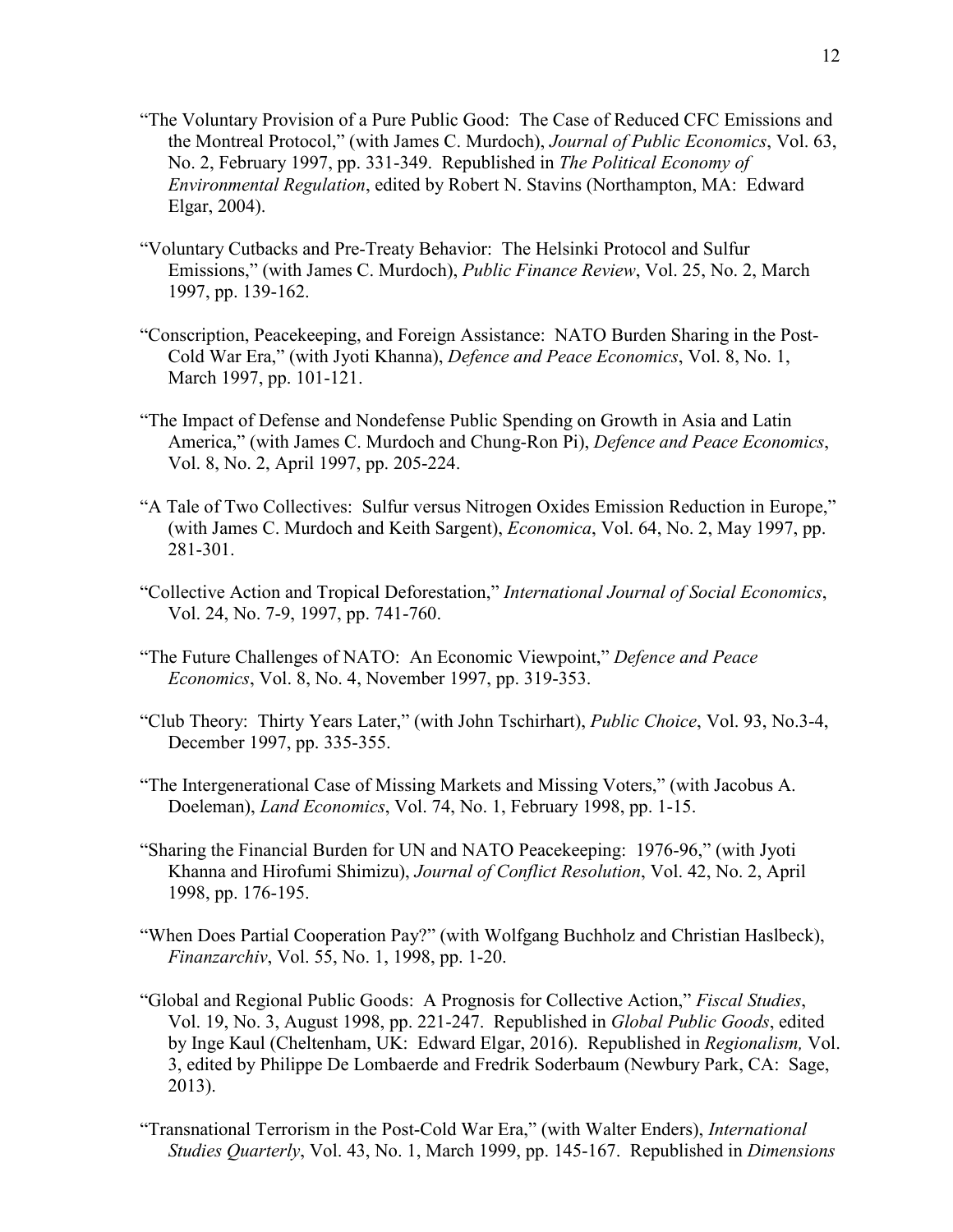"The Voluntary Provision of a Pure Public Good: The Case of Reduced CFC Emissions and the Montreal Protocol," (with James C. Murdoch), *Journal of Public Economics*, Vol. 63, No. 2, February 1997, pp. 331-349. Republished in *The Political Economy of Environmental Regulation*, edited by Robert N. Stavins (Northampton, MA: Edward Elgar, 2004).

"Voluntary Cutbacks and Pre-Treaty Behavior: The Helsinki Protocol and Sulfur Emissions," (with James C. Murdoch), *Public Finance Review*, Vol. 25, No. 2, March 1997, pp. 139-162.

"Conscription, Peacekeeping, and Foreign Assistance: NATO Burden Sharing in the Post-Cold War Era," (with Jyoti Khanna), *Defence and Peace Economics*, Vol. 8, No. 1, March 1997, pp. 101-121.

"The Impact of Defense and Nondefense Public Spending on Growth in Asia and Latin America," (with James C. Murdoch and Chung-Ron Pi), *Defence and Peace Economics*, Vol. 8, No. 2, April 1997, pp. 205-224.

"A Tale of Two Collectives: Sulfur versus Nitrogen Oxides Emission Reduction in Europe," (with James C. Murdoch and Keith Sargent), *Economica*, Vol. 64, No. 2, May 1997, pp. 281-301.

"Collective Action and Tropical Deforestation," *International Journal of Social Economics*, Vol. 24, No. 7-9, 1997, pp. 741-760.

"The Future Challenges of NATO: An Economic Viewpoint," *Defence and Peace Economics*, Vol. 8, No. 4, November 1997, pp. 319-353.

"Club Theory: Thirty Years Later," (with John Tschirhart), *Public Choice*, Vol. 93, No.3-4, December 1997, pp. 335-355.

"The Intergenerational Case of Missing Markets and Missing Voters," (with Jacobus A. Doeleman), *Land Economics*, Vol. 74, No. 1, February 1998, pp. 1-15.

"Sharing the Financial Burden for UN and NATO Peacekeeping: 1976-96," (with Jyoti Khanna and Hirofumi Shimizu), *Journal of Conflict Resolution*, Vol. 42, No. 2, April 1998, pp. 176-195.

"When Does Partial Cooperation Pay?" (with Wolfgang Buchholz and Christian Haslbeck), *Finanzarchiv*, Vol. 55, No. 1, 1998, pp. 1-20.

"Global and Regional Public Goods: A Prognosis for Collective Action," *Fiscal Studies*, Vol. 19, No. 3, August 1998, pp. 221-247. Republished in *Global Public Goods*, edited by Inge Kaul (Cheltenham, UK: Edward Elgar, 2016). Republished in *Regionalism,* Vol. 3, edited by Philippe De Lombaerde and Fredrik Soderbaum (Newbury Park, CA: Sage, 2013).

"Transnational Terrorism in the Post-Cold War Era," (with Walter Enders), *International Studies Quarterly*, Vol. 43, No. 1, March 1999, pp. 145-167. Republished in *Dimensions*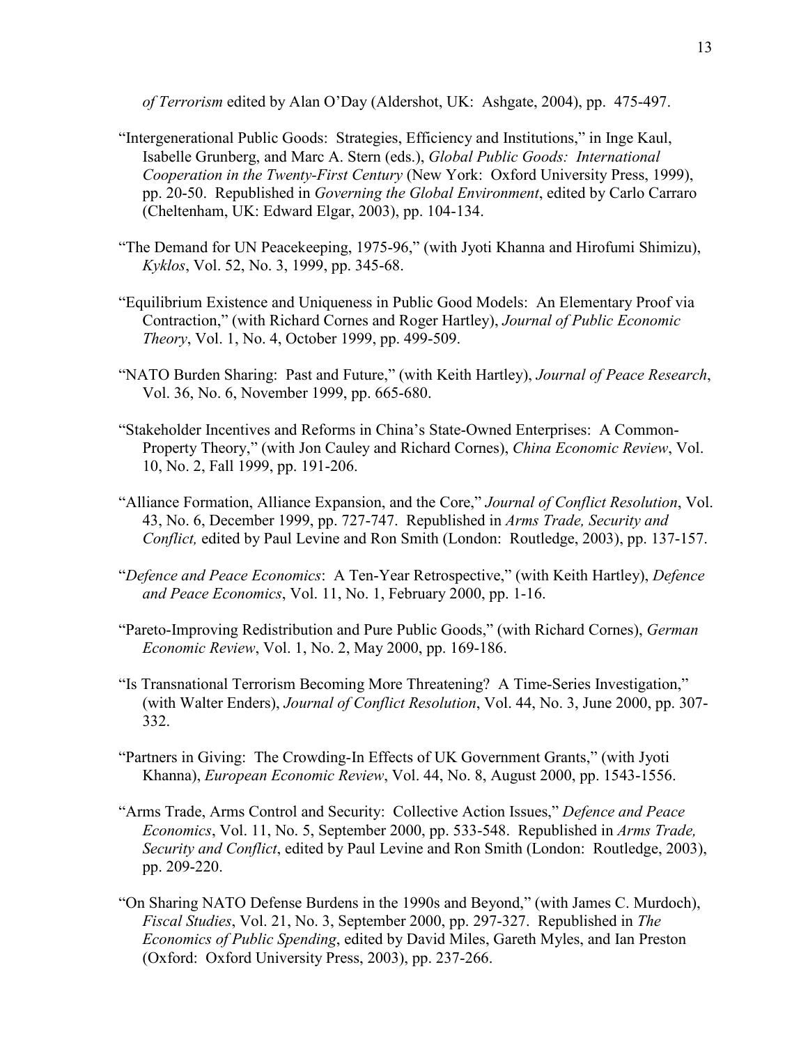*of Terrorism* edited by Alan O'Day (Aldershot, UK: Ashgate, 2004), pp. 475-497.

"Intergenerational Public Goods: Strategies, Efficiency and Institutions," in Inge Kaul, Isabelle Grunberg, and Marc A. Stern (eds.), *Global Public Goods: International Cooperation in the Twenty-First Century* (New York: Oxford University Press, 1999), pp. 20-50. Republished in *Governing the Global Environment*, edited by Carlo Carraro (Cheltenham, UK: Edward Elgar, 2003), pp. 104-134.

"The Demand for UN Peacekeeping, 1975-96," (with Jyoti Khanna and Hirofumi Shimizu), *Kyklos*, Vol. 52, No. 3, 1999, pp. 345-68.

"Equilibrium Existence and Uniqueness in Public Good Models: An Elementary Proof via Contraction," (with Richard Cornes and Roger Hartley), *Journal of Public Economic Theory*, Vol. 1, No. 4, October 1999, pp. 499-509.

"NATO Burden Sharing: Past and Future," (with Keith Hartley), *Journal of Peace Research*, Vol. 36, No. 6, November 1999, pp. 665-680.

"Stakeholder Incentives and Reforms in China's State-Owned Enterprises: A Common-Property Theory," (with Jon Cauley and Richard Cornes), *China Economic Review*, Vol. 10, No. 2, Fall 1999, pp. 191-206.

"Alliance Formation, Alliance Expansion, and the Core," *Journal of Conflict Resolution*, Vol. 43, No. 6, December 1999, pp. 727-747. Republished in *Arms Trade, Security and Conflict,* edited by Paul Levine and Ron Smith (London: Routledge, 2003), pp. 137-157.

"*Defence and Peace Economics*: A Ten-Year Retrospective," (with Keith Hartley), *Defence and Peace Economics*, Vol. 11, No. 1, February 2000, pp. 1-16.

"Pareto-Improving Redistribution and Pure Public Goods," (with Richard Cornes), *German Economic Review*, Vol. 1, No. 2, May 2000, pp. 169-186.

"Is Transnational Terrorism Becoming More Threatening? A Time-Series Investigation," (with Walter Enders), *Journal of Conflict Resolution*, Vol. 44, No. 3, June 2000, pp. 307-332.

"Partners in Giving: The Crowding-In Effects of UK Government Grants," (with Jyoti Khanna), *European Economic Review*, Vol. 44, No. 8, August 2000, pp. 1543-1556.

"Arms Trade, Arms Control and Security: Collective Action Issues," *Defence and Peace Economics*, Vol. 11, No. 5, September 2000, pp. 533-548. Republished in *Arms Trade, Security and Conflict*, edited by Paul Levine and Ron Smith (London: Routledge, 2003), pp. 209-220.

"On Sharing NATO Defense Burdens in the 1990s and Beyond," (with James C. Murdoch), *Fiscal Studies*, Vol. 21, No. 3, September 2000, pp. 297-327. Republished in *The Economics of Public Spending*, edited by David Miles, Gareth Myles, and Ian Preston (Oxford: Oxford University Press, 2003), pp. 237-266.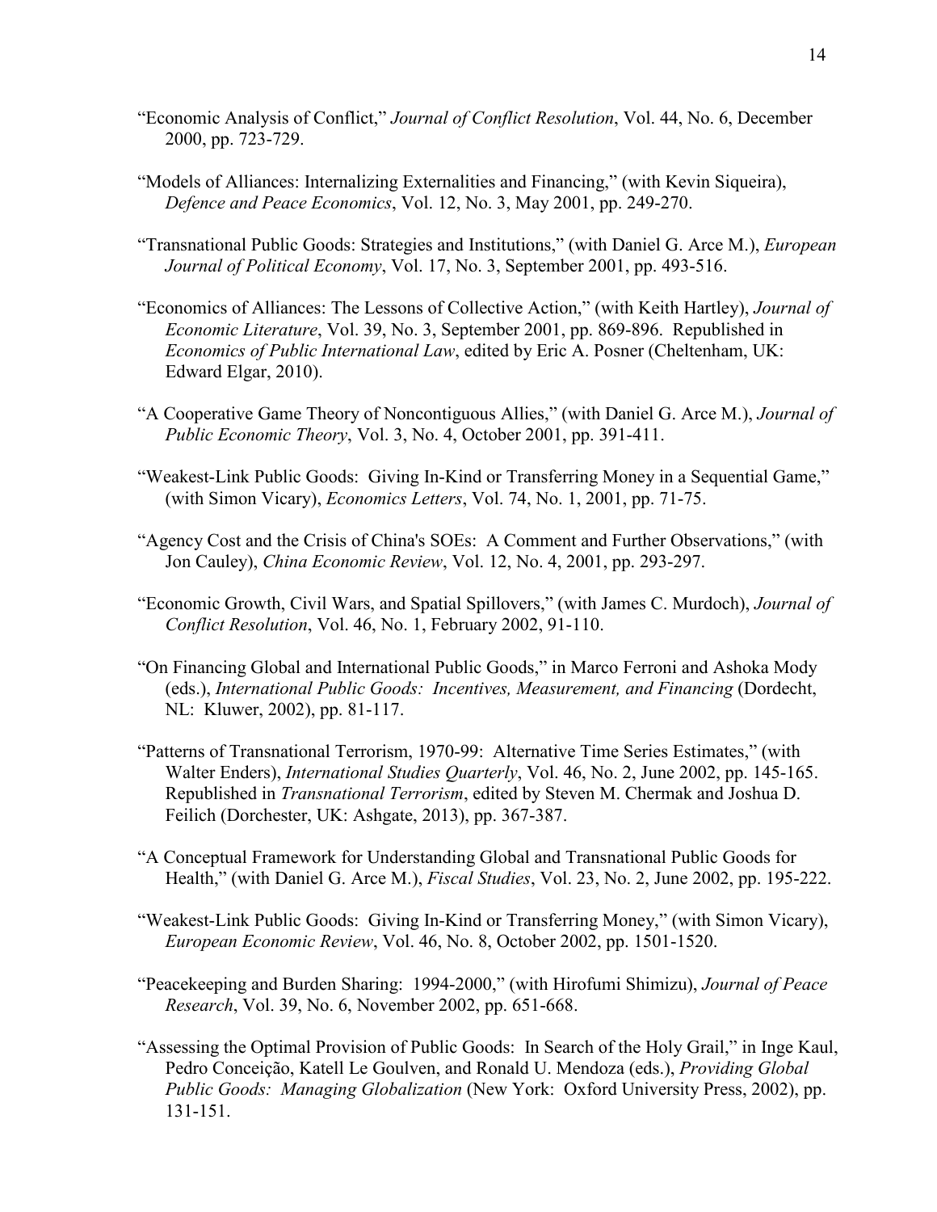"Economic Analysis of Conflict," *Journal of Conflict Resolution*, Vol. 44, No. 6, December 2000, pp. 723-729.

"Models of Alliances: Internalizing Externalities and Financing," (with Kevin Siqueira), *Defence and Peace Economics*, Vol. 12, No. 3, May 2001, pp. 249-270.

"Transnational Public Goods: Strategies and Institutions," (with Daniel G. Arce M.), *European Journal of Political Economy*, Vol. 17, No. 3, September 2001, pp. 493-516.

"Economics of Alliances: The Lessons of Collective Action," (with Keith Hartley), *Journal of Economic Literature*, Vol. 39, No. 3, September 2001, pp. 869-896. Republished in *Economics of Public International Law*, edited by Eric A. Posner (Cheltenham, UK: Edward Elgar, 2010).

"A Cooperative Game Theory of Noncontiguous Allies," (with Daniel G. Arce M.), *Journal of Public Economic Theory*, Vol. 3, No. 4, October 2001, pp. 391-411.

"Weakest-Link Public Goods: Giving In-Kind or Transferring Money in a Sequential Game," (with Simon Vicary), *Economics Letters*, Vol. 74, No. 1, 2001, pp. 71-75.

"Agency Cost and the Crisis of China's SOEs: A Comment and Further Observations," (with Jon Cauley), *China Economic Review*, Vol. 12, No. 4, 2001, pp. 293-297.

"Economic Growth, Civil Wars, and Spatial Spillovers," (with James C. Murdoch), *Journal of Conflict Resolution*, Vol. 46, No. 1, February 2002, 91-110.

"On Financing Global and International Public Goods," in Marco Ferroni and Ashoka Mody (eds.), *International Public Goods: Incentives, Measurement, and Financing* (Dordecht, NL: Kluwer, 2002), pp. 81-117.

"Patterns of Transnational Terrorism, 1970-99: Alternative Time Series Estimates," (with Walter Enders), *International Studies Quarterly*, Vol. 46, No. 2, June 2002, pp. 145-165. Republished in *Transnational Terrorism*, edited by Steven M. Chermak and Joshua D. Feilich (Dorchester, UK: Ashgate, 2013), pp. 367-387.

"A Conceptual Framework for Understanding Global and Transnational Public Goods for Health," (with Daniel G. Arce M.), *Fiscal Studies*, Vol. 23, No. 2, June 2002, pp. 195-222.

"Weakest-Link Public Goods: Giving In-Kind or Transferring Money," (with Simon Vicary), *European Economic Review*, Vol. 46, No. 8, October 2002, pp. 1501-1520.

"Peacekeeping and Burden Sharing: 1994-2000," (with Hirofumi Shimizu), *Journal of Peace Research*, Vol. 39, No. 6, November 2002, pp. 651-668.

"Assessing the Optimal Provision of Public Goods: In Search of the Holy Grail," in Inge Kaul, Pedro Conceição, Katell Le Goulven, and Ronald U. Mendoza (eds.), *Providing Global Public Goods: Managing Globalization* (New York: Oxford University Press, 2002), pp. 131-151.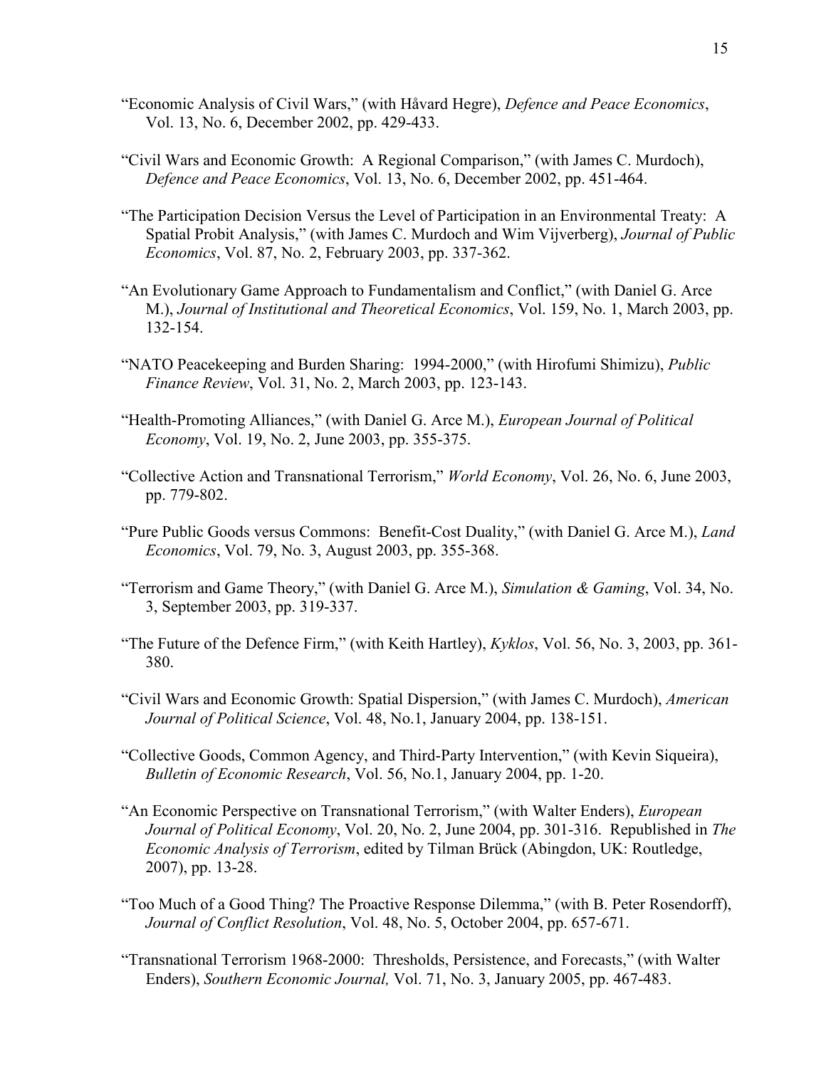"Economic Analysis of Civil Wars," (with Håvard Hegre), *Defence and Peace Economics*, Vol. 13, No. 6, December 2002, pp. 429-433.

"Civil Wars and Economic Growth: A Regional Comparison," (with James C. Murdoch), *Defence and Peace Economics*, Vol. 13, No. 6, December 2002, pp. 451-464.

"The Participation Decision Versus the Level of Participation in an Environmental Treaty: A Spatial Probit Analysis," (with James C. Murdoch and Wim Vijverberg), *Journal of Public Economics*, Vol. 87, No. 2, February 2003, pp. 337-362.

"An Evolutionary Game Approach to Fundamentalism and Conflict," (with Daniel G. Arce M.), *Journal of Institutional and Theoretical Economics*, Vol. 159, No. 1, March 2003, pp. 132-154.

"NATO Peacekeeping and Burden Sharing: 1994-2000," (with Hirofumi Shimizu), *Public Finance Review*, Vol. 31, No. 2, March 2003, pp. 123-143.

"Health-Promoting Alliances," (with Daniel G. Arce M.), *European Journal of Political Economy*, Vol. 19, No. 2, June 2003, pp. 355-375.

"Collective Action and Transnational Terrorism," *World Economy*, Vol. 26, No. 6, June 2003, pp. 779-802.

"Pure Public Goods versus Commons: Benefit-Cost Duality," (with Daniel G. Arce M.), *Land Economics*, Vol. 79, No. 3, August 2003, pp. 355-368.

"Terrorism and Game Theory," (with Daniel G. Arce M.), *Simulation & Gaming*, Vol. 34, No. 3, September 2003, pp. 319-337.

"The Future of the Defence Firm," (with Keith Hartley), *Kyklos*, Vol. 56, No. 3, 2003, pp. 361-380.

"Civil Wars and Economic Growth: Spatial Dispersion," (with James C. Murdoch), *American Journal of Political Science*, Vol. 48, No.1, January 2004, pp. 138-151.

"Collective Goods, Common Agency, and Third-Party Intervention," (with Kevin Siqueira), *Bulletin of Economic Research*, Vol. 56, No.1, January 2004, pp. 1-20.

"An Economic Perspective on Transnational Terrorism," (with Walter Enders), *European Journal of Political Economy*, Vol. 20, No. 2, June 2004, pp. 301-316. Republished in *The Economic Analysis of Terrorism*, edited by Tilman Brück (Abingdon, UK: Routledge, 2007), pp. 13-28.

"Too Much of a Good Thing? The Proactive Response Dilemma," (with B. Peter Rosendorff), *Journal of Conflict Resolution*, Vol. 48, No. 5, October 2004, pp. 657-671.

"Transnational Terrorism 1968-2000: Thresholds, Persistence, and Forecasts," (with Walter Enders), *Southern Economic Journal,* Vol. 71, No. 3, January 2005, pp. 467-483.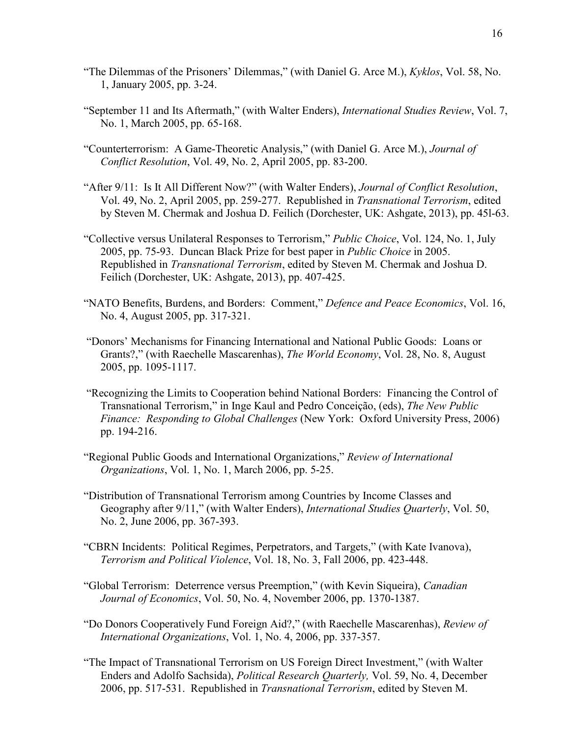"The Dilemmas of the Prisoners' Dilemmas," (with Daniel G. Arce M.), *Kyklos*, Vol. 58, No. 1, January 2005, pp. 3-24.

"September 11 and Its Aftermath," (with Walter Enders), *International Studies Review*, Vol. 7, No. 1, March 2005, pp. 65-168.

"Counterterrorism: A Game-Theoretic Analysis," (with Daniel G. Arce M.), *Journal of Conflict Resolution*, Vol. 49, No. 2, April 2005, pp. 83-200.

"After 9/11: Is It All Different Now?" (with Walter Enders), *Journal of Conflict Resolution*, Vol. 49, No. 2, April 2005, pp. 259-277. Republished in *Transnational Terrorism*, edited by Steven M. Chermak and Joshua D. Feilich (Dorchester, UK: Ashgate, 2013), pp. 45l-63.

"Collective versus Unilateral Responses to Terrorism," *Public Choice*, Vol. 124, No. 1, July 2005, pp. 75-93. Duncan Black Prize for best paper in *Public Choice* in 2005. Republished in *Transnational Terrorism*, edited by Steven M. Chermak and Joshua D. Feilich (Dorchester, UK: Ashgate, 2013), pp. 407-425.

"NATO Benefits, Burdens, and Borders: Comment," *Defence and Peace Economics*, Vol. 16, No. 4, August 2005, pp. 317-321.

"Donors' Mechanisms for Financing International and National Public Goods: Loans or Grants?," (with Raechelle Mascarenhas), *The World Economy*, Vol. 28, No. 8, August 2005, pp. 1095-1117.

"Recognizing the Limits to Cooperation behind National Borders: Financing the Control of Transnational Terrorism," in Inge Kaul and Pedro Conceição, (eds), *The New Public Finance: Responding to Global Challenges* (New York: Oxford University Press, 2006) pp. 194-216.

"Regional Public Goods and International Organizations," *Review of International Organizations*, Vol. 1, No. 1, March 2006, pp. 5-25.

"Distribution of Transnational Terrorism among Countries by Income Classes and Geography after 9/11," (with Walter Enders), *International Studies Quarterly*, Vol. 50, No. 2, June 2006, pp. 367-393.

"CBRN Incidents: Political Regimes, Perpetrators, and Targets," (with Kate Ivanova), *Terrorism and Political Violence*, Vol. 18, No. 3, Fall 2006, pp. 423-448.

"Global Terrorism: Deterrence versus Preemption," (with Kevin Siqueira), *Canadian Journal of Economics*, Vol. 50, No. 4, November 2006, pp. 1370-1387.

"Do Donors Cooperatively Fund Foreign Aid?," (with Raechelle Mascarenhas), *Review of International Organizations*, Vol. 1, No. 4, 2006, pp. 337-357.

"The Impact of Transnational Terrorism on US Foreign Direct Investment," (with Walter Enders and Adolfo Sachsida), *Political Research Quarterly,* Vol. 59, No. 4, December 2006, pp. 517-531. Republished in *Transnational Terrorism*, edited by Steven M.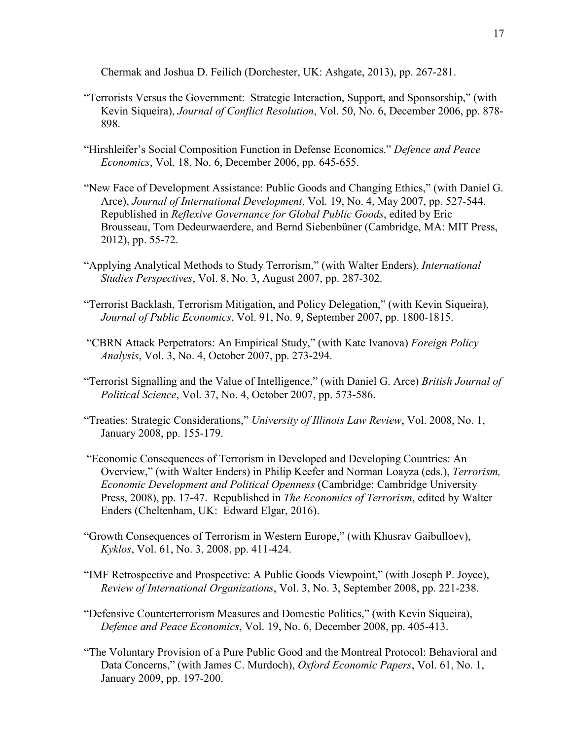Chermak and Joshua D. Feilich (Dorchester, UK: Ashgate, 2013), pp. 267-281.

"Terrorists Versus the Government: Strategic Interaction, Support, and Sponsorship," (with Kevin Siqueira), *Journal of Conflict Resolution*, Vol. 50, No. 6, December 2006, pp. 878-898.

"Hirshleifer's Social Composition Function in Defense Economics." *Defence and Peace Economics*, Vol. 18, No. 6, December 2006, pp. 645-655.

"New Face of Development Assistance: Public Goods and Changing Ethics," (with Daniel G. Arce), *Journal of International Development*, Vol. 19, No. 4, May 2007, pp. 527-544. Republished in *Reflexive Governance for Global Public Goods*, edited by Eric Brousseau, Tom Dedeurwaerdere, and Bernd Siebenbüner (Cambridge, MA: MIT Press, 2012), pp. 55-72.

"Applying Analytical Methods to Study Terrorism," (with Walter Enders), *International Studies Perspectives*, Vol. 8, No. 3, August 2007, pp. 287-302.

"Terrorist Backlash, Terrorism Mitigation, and Policy Delegation," (with Kevin Siqueira), *Journal of Public Economics*, Vol. 91, No. 9, September 2007, pp. 1800-1815.

"CBRN Attack Perpetrators: An Empirical Study," (with Kate Ivanova) *Foreign Policy Analysis*, Vol. 3, No. 4, October 2007, pp. 273-294.

"Terrorist Signalling and the Value of Intelligence," (with Daniel G. Arce) *British Journal of Political Science*, Vol. 37, No. 4, October 2007, pp. 573-586.

"Treaties: Strategic Considerations," *University of Illinois Law Review*, Vol. 2008, No. 1, January 2008, pp. 155-179.

"Economic Consequences of Terrorism in Developed and Developing Countries: An Overview," (with Walter Enders) in Philip Keefer and Norman Loayza (eds.), *Terrorism, Economic Development and Political Openness* (Cambridge: Cambridge University Press, 2008), pp. 17-47. Republished in *The Economics of Terrorism*, edited by Walter Enders (Cheltenham, UK: Edward Elgar, 2016).

"Growth Consequences of Terrorism in Western Europe," (with Khusrav Gaibulloev), *Kyklos*, Vol. 61, No. 3, 2008, pp. 411-424.

"IMF Retrospective and Prospective: A Public Goods Viewpoint," (with Joseph P. Joyce), *Review of International Organizations*, Vol. 3, No. 3, September 2008, pp. 221-238.

"Defensive Counterterrorism Measures and Domestic Politics," (with Kevin Siqueira), *Defence and Peace Economics*, Vol. 19, No. 6, December 2008, pp. 405-413.

"The Voluntary Provision of a Pure Public Good and the Montreal Protocol: Behavioral and Data Concerns," (with James C. Murdoch), *Oxford Economic Papers*, Vol. 61, No. 1, January 2009, pp. 197-200.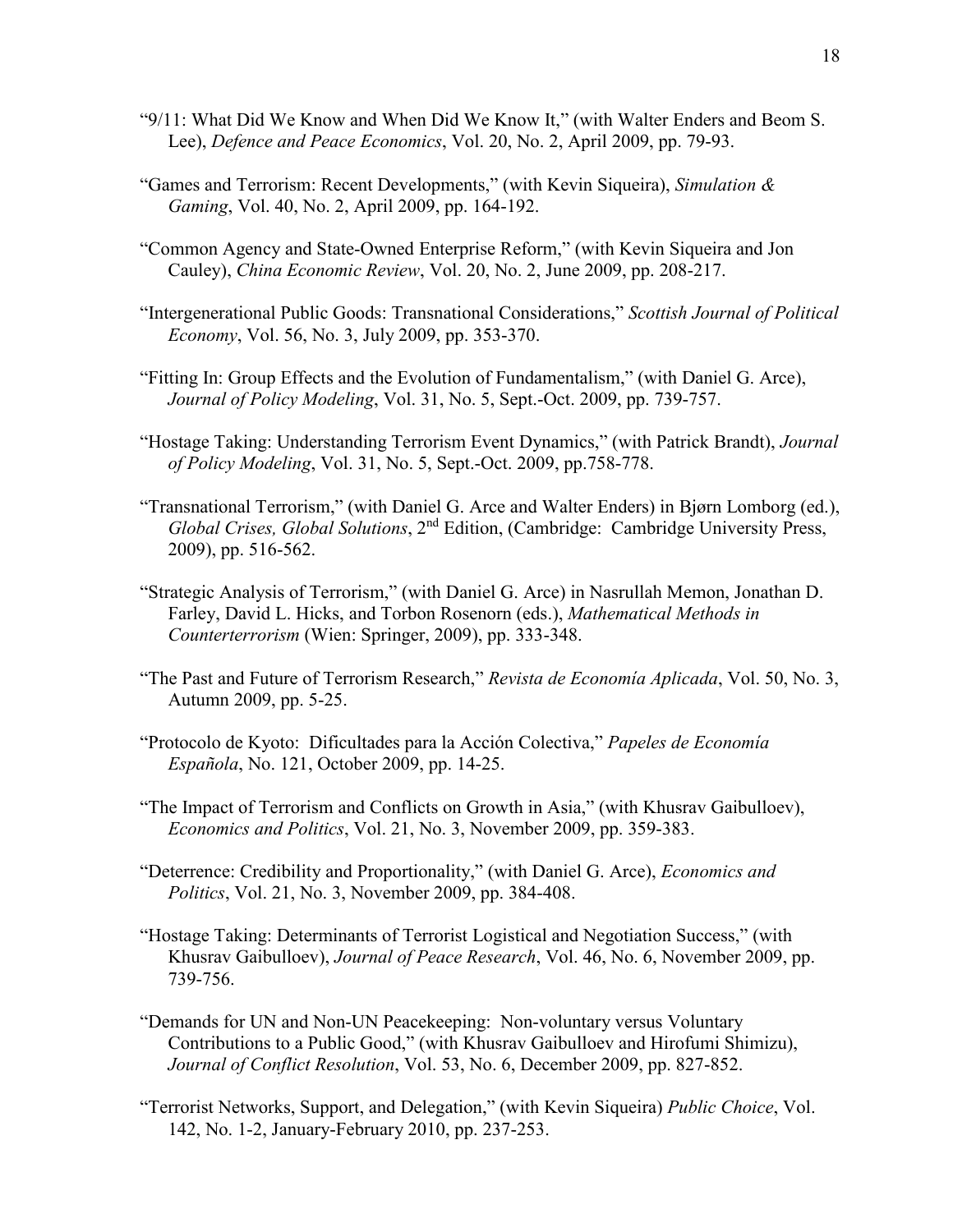"9/11: What Did We Know and When Did We Know It," (with Walter Enders and Beom S. Lee), *Defence and Peace Economics*, Vol. 20, No. 2, April 2009, pp. 79-93.

"Games and Terrorism: Recent Developments," (with Kevin Siqueira), *Simulation & Gaming*, Vol. 40, No. 2, April 2009, pp. 164-192.

"Common Agency and State-Owned Enterprise Reform," (with Kevin Siqueira and Jon Cauley), *China Economic Review*, Vol. 20, No. 2, June 2009, pp. 208-217.

"Intergenerational Public Goods: Transnational Considerations," *Scottish Journal of Political Economy*, Vol. 56, No. 3, July 2009, pp. 353-370.

"Fitting In: Group Effects and the Evolution of Fundamentalism," (with Daniel G. Arce), *Journal of Policy Modeling*, Vol. 31, No. 5, Sept.-Oct. 2009, pp. 739-757.

"Hostage Taking: Understanding Terrorism Event Dynamics," (with Patrick Brandt), *Journal of Policy Modeling*, Vol. 31, No. 5, Sept.-Oct. 2009, pp.758-778.

"Transnational Terrorism," (with Daniel G. Arce and Walter Enders) in Bjørn Lomborg (ed.), *Global Crises, Global Solutions*, 2nd Edition, (Cambridge: Cambridge University Press, 2009), pp. 516-562.

"Strategic Analysis of Terrorism," (with Daniel G. Arce) in Nasrullah Memon, Jonathan D. Farley, David L. Hicks, and Torbon Rosenorn (eds.), *Mathematical Methods in Counterterrorism* (Wien: Springer, 2009), pp. 333-348.

"The Past and Future of Terrorism Research," *Revista de Economía Aplicada*, Vol. 50, No. 3, Autumn 2009, pp. 5-25.

"Protocolo de Kyoto: Dificultades para la Acción Colectiva," *Papeles de Economía Española*, No. 121, October 2009, pp. 14-25.

"The Impact of Terrorism and Conflicts on Growth in Asia," (with Khusrav Gaibulloev), *Economics and Politics*, Vol. 21, No. 3, November 2009, pp. 359-383.

"Deterrence: Credibility and Proportionality," (with Daniel G. Arce), *Economics and Politics*, Vol. 21, No. 3, November 2009, pp. 384-408.

"Hostage Taking: Determinants of Terrorist Logistical and Negotiation Success," (with Khusrav Gaibulloev), *Journal of Peace Research*, Vol. 46, No. 6, November 2009, pp. 739-756.

"Demands for UN and Non-UN Peacekeeping: Non-voluntary versus Voluntary Contributions to a Public Good," (with Khusrav Gaibulloev and Hirofumi Shimizu), *Journal of Conflict Resolution*, Vol. 53, No. 6, December 2009, pp. 827-852.

"Terrorist Networks, Support, and Delegation," (with Kevin Siqueira) *Public Choice*, Vol. 142, No. 1-2, January-February 2010, pp. 237-253.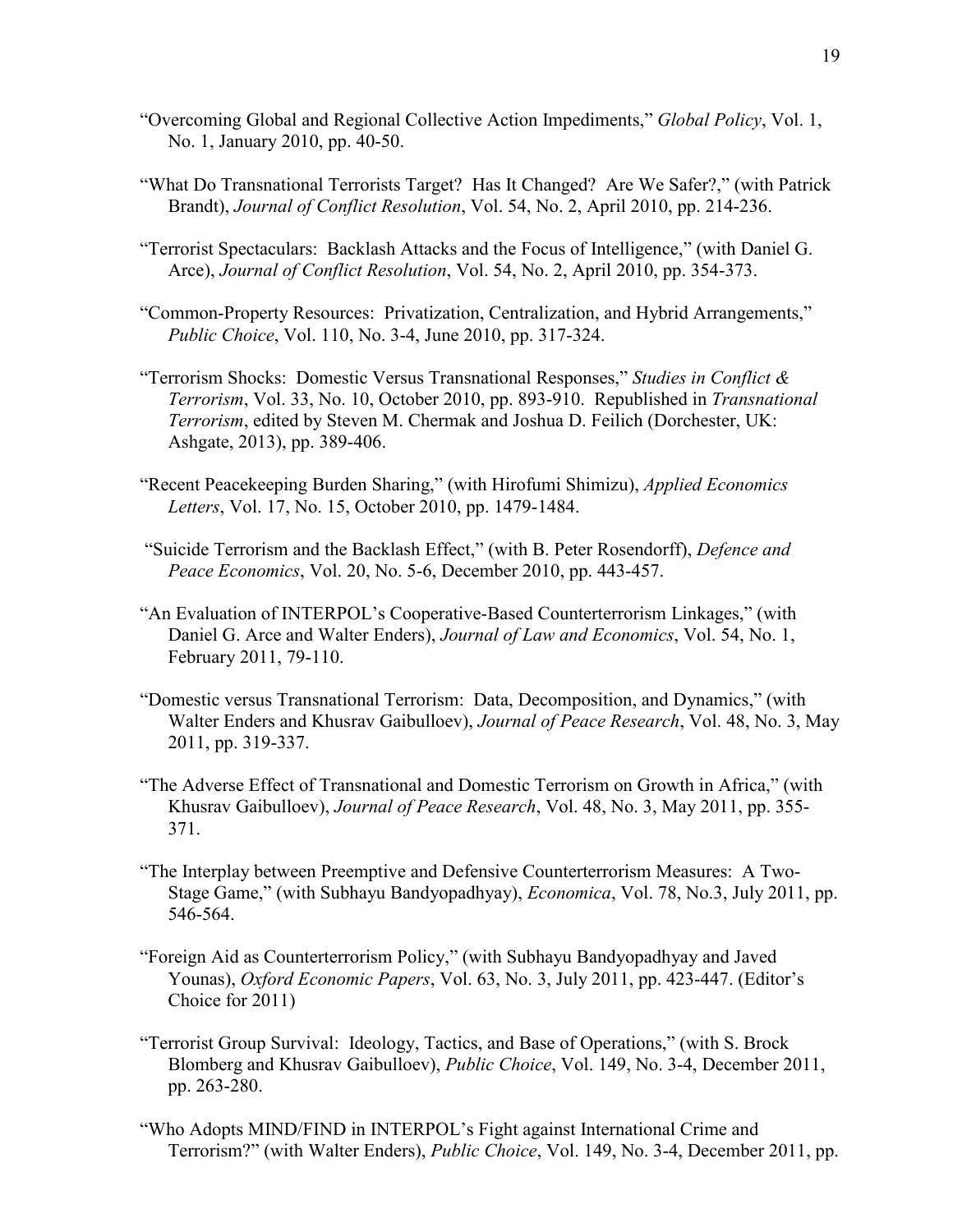"Overcoming Global and Regional Collective Action Impediments," *Global Policy*, Vol. 1, No. 1, January 2010, pp. 40-50.

"What Do Transnational Terrorists Target? Has It Changed? Are We Safer?," (with Patrick Brandt), *Journal of Conflict Resolution*, Vol. 54, No. 2, April 2010, pp. 214-236.

"Terrorist Spectaculars: Backlash Attacks and the Focus of Intelligence," (with Daniel G. Arce), *Journal of Conflict Resolution*, Vol. 54, No. 2, April 2010, pp. 354-373.

"Common-Property Resources: Privatization, Centralization, and Hybrid Arrangements," *Public Choice*, Vol. 110, No. 3-4, June 2010, pp. 317-324.

"Terrorism Shocks: Domestic Versus Transnational Responses," *Studies in Conflict & Terrorism*, Vol. 33, No. 10, October 2010, pp. 893-910. Republished in *Transnational Terrorism*, edited by Steven M. Chermak and Joshua D. Feilich (Dorchester, UK: Ashgate, 2013), pp. 389-406.

"Recent Peacekeeping Burden Sharing," (with Hirofumi Shimizu), *Applied Economics Letters*, Vol. 17, No. 15, October 2010, pp. 1479-1484.

"Suicide Terrorism and the Backlash Effect," (with B. Peter Rosendorff), *Defence and Peace Economics*, Vol. 20, No. 5-6, December 2010, pp. 443-457.

"An Evaluation of INTERPOL's Cooperative-Based Counterterrorism Linkages," (with Daniel G. Arce and Walter Enders), *Journal of Law and Economics*, Vol. 54, No. 1, February 2011, 79-110.

"Domestic versus Transnational Terrorism: Data, Decomposition, and Dynamics," (with Walter Enders and Khusrav Gaibulloev), *Journal of Peace Research*, Vol. 48, No. 3, May 2011, pp. 319-337.

"The Adverse Effect of Transnational and Domestic Terrorism on Growth in Africa," (with Khusrav Gaibulloev), *Journal of Peace Research*, Vol. 48, No. 3, May 2011, pp. 355-371.

"The Interplay between Preemptive and Defensive Counterterrorism Measures: A Two-Stage Game," (with Subhayu Bandyopadhyay), *Economica*, Vol. 78, No.3, July 2011, pp. 546-564.

"Foreign Aid as Counterterrorism Policy," (with Subhayu Bandyopadhyay and Javed Younas), *Oxford Economic Papers*, Vol. 63, No. 3, July 2011, pp. 423-447. (Editor's Choice for 2011)

"Terrorist Group Survival: Ideology, Tactics, and Base of Operations," (with S. Brock Blomberg and Khusrav Gaibulloev), *Public Choice*, Vol. 149, No. 3-4, December 2011, pp. 263-280.

"Who Adopts MIND/FIND in INTERPOL's Fight against International Crime and Terrorism?" (with Walter Enders), *Public Choice*, Vol. 149, No. 3-4, December 2011, pp.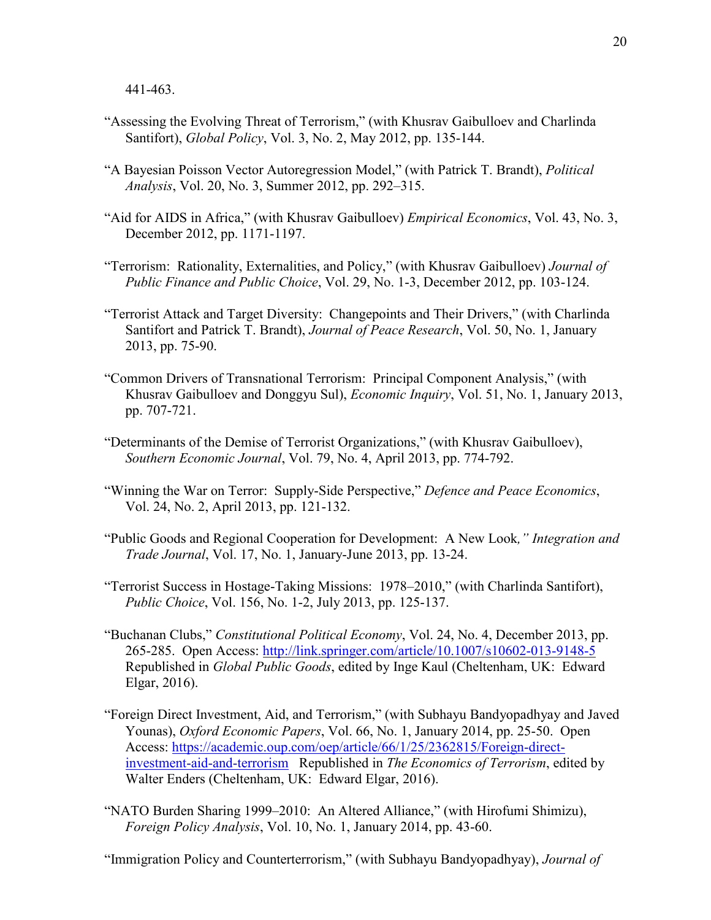441-463.

"Assessing the Evolving Threat of Terrorism," (with Khusrav Gaibulloev and Charlinda Santifort), *Global Policy*, Vol. 3, No. 2, May 2012, pp. 135-144.

"A Bayesian Poisson Vector Autoregression Model," (with Patrick T. Brandt), *Political Analysis*, Vol. 20, No. 3, Summer 2012, pp. 292–315.

"Aid for AIDS in Africa," (with Khusrav Gaibulloev) *Empirical Economics*, Vol. 43, No. 3, December 2012, pp. 1171-1197.

"Terrorism: Rationality, Externalities, and Policy," (with Khusrav Gaibulloev) *Journal of Public Finance and Public Choice*, Vol. 29, No. 1-3, December 2012, pp. 103-124.

"Terrorist Attack and Target Diversity: Changepoints and Their Drivers," (with Charlinda Santifort and Patrick T. Brandt), *Journal of Peace Research*, Vol. 50, No. 1, January 2013, pp. 75-90.

"Common Drivers of Transnational Terrorism: Principal Component Analysis," (with Khusrav Gaibulloev and Donggyu Sul), *Economic Inquiry*, Vol. 51, No. 1, January 2013, pp. 707-721.

"Determinants of the Demise of Terrorist Organizations," (with Khusrav Gaibulloev), *Southern Economic Journal*, Vol. 79, No. 4, April 2013, pp. 774-792.

"Winning the War on Terror: Supply-Side Perspective," *Defence and Peace Economics*, Vol. 24, No. 2, April 2013, pp. 121-132.

"Public Goods and Regional Cooperation for Development: A New Look*," Integration and Trade Journal*, Vol. 17, No. 1, January-June 2013, pp. 13-24.

"Terrorist Success in Hostage-Taking Missions: 1978–2010," (with Charlinda Santifort), *Public Choice*, Vol. 156, No. 1-2, July 2013, pp. 125-137.

"Buchanan Clubs," *Constitutional Political Economy*, Vol. 24, No. 4, December 2013, pp. 265-285. Open Access: http://link.springer.com/article/10.1007/s10602-013-9148-5 Republished in *Global Public Goods*, edited by Inge Kaul (Cheltenham, UK: Edward Elgar, 2016).

"Foreign Direct Investment, Aid, and Terrorism," (with Subhayu Bandyopadhyay and Javed Younas), *Oxford Economic Papers*, Vol. 66, No. 1, January 2014, pp. 25-50. Open Access: https://academic.oup.com/oep/article/66/1/25/2362815/Foreign-direct-investment-aid-and-terrorism Republished in *The Economics of Terrorism*, edited by Walter Enders (Cheltenham, UK: Edward Elgar, 2016).

"NATO Burden Sharing 1999–2010: An Altered Alliance," (with Hirofumi Shimizu), *Foreign Policy Analysis*, Vol. 10, No. 1, January 2014, pp. 43-60.

"Immigration Policy and Counterterrorism," (with Subhayu Bandyopadhyay), *Journal of*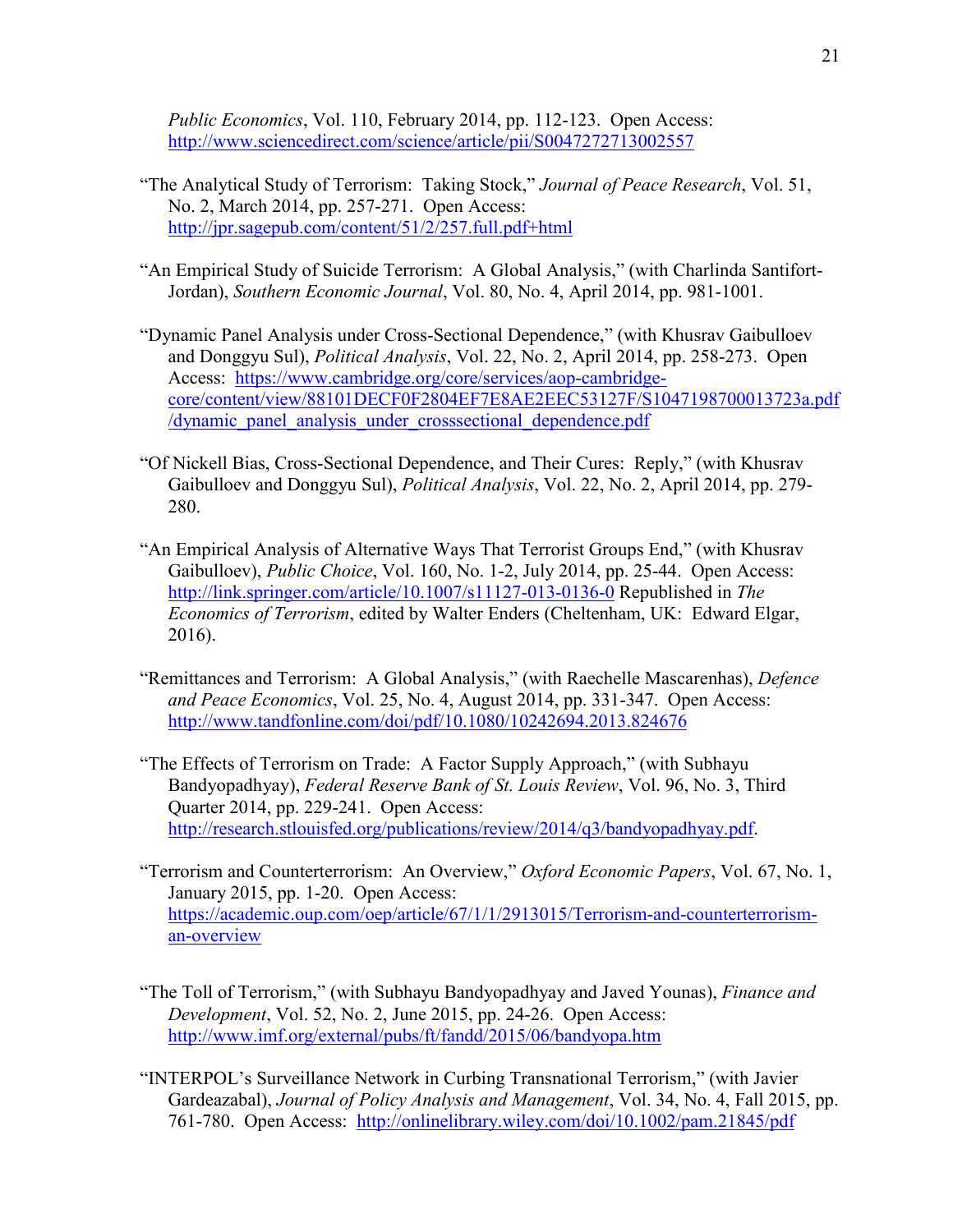*Public Economics*, Vol. 110, February 2014, pp. 112-123. Open Access: http://www.sciencedirect.com/science/article/pii/S0047272713002557

"The Analytical Study of Terrorism: Taking Stock," *Journal of Peace Research*, Vol. 51, No. 2, March 2014, pp. 257-271. Open Access: http://jpr.sagepub.com/content/51/2/257.full.pdf+html

"An Empirical Study of Suicide Terrorism: A Global Analysis," (with Charlinda Santifort-Jordan), *Southern Economic Journal*, Vol. 80, No. 4, April 2014, pp. 981-1001.

"Dynamic Panel Analysis under Cross-Sectional Dependence," (with Khusrav Gaibulloev and Donggyu Sul), *Political Analysis*, Vol. 22, No. 2, April 2014, pp. 258-273. Open Access: https://www.cambridge.org/core/services/aop-cambridge-core/content/view/88101DECF0F2804EF7E8AE2EEC53127F/S1047198700013723a.pdf/dynamic_panel_analysis_under_crosssectional_dependence.pdf

"Of Nickell Bias, Cross-Sectional Dependence, and Their Cures: Reply," (with Khusrav Gaibulloev and Donggyu Sul), *Political Analysis*, Vol. 22, No. 2, April 2014, pp. 279-280.

"An Empirical Analysis of Alternative Ways That Terrorist Groups End," (with Khusrav Gaibulloev), *Public Choice*, Vol. 160, No. 1-2, July 2014, pp. 25-44. Open Access: http://link.springer.com/article/10.1007/s11127-013-0136-0 Republished in *The Economics of Terrorism*, edited by Walter Enders (Cheltenham, UK: Edward Elgar, 2016).

"Remittances and Terrorism: A Global Analysis," (with Raechelle Mascarenhas), *Defence and Peace Economics*, Vol. 25, No. 4, August 2014, pp. 331-347. Open Access: http://www.tandfonline.com/doi/pdf/10.1080/10242694.2013.824676

"The Effects of Terrorism on Trade: A Factor Supply Approach," (with Subhayu Bandyopadhyay), *Federal Reserve Bank of St. Louis Review*, Vol. 96, No. 3, Third Quarter 2014, pp. 229-241. Open Access: http://research.stlouisfed.org/publications/review/2014/q3/bandyopadhyay.pdf.

"Terrorism and Counterterrorism: An Overview," *Oxford Economic Papers*, Vol. 67, No. 1, January 2015, pp. 1-20. Open Access: https://academic.oup.com/oep/article/67/1/1/2913015/Terrorism-and-counterterrorism-an-overview

"The Toll of Terrorism," (with Subhayu Bandyopadhyay and Javed Younas), *Finance and Development*, Vol. 52, No. 2, June 2015, pp. 24-26. Open Access: http://www.imf.org/external/pubs/ft/fandd/2015/06/bandyopa.htm

"INTERPOL's Surveillance Network in Curbing Transnational Terrorism," (with Javier Gardeazabal), *Journal of Policy Analysis and Management*, Vol. 34, No. 4, Fall 2015, pp. 761-780. Open Access: http://onlinelibrary.wiley.com/doi/10.1002/pam.21845/pdf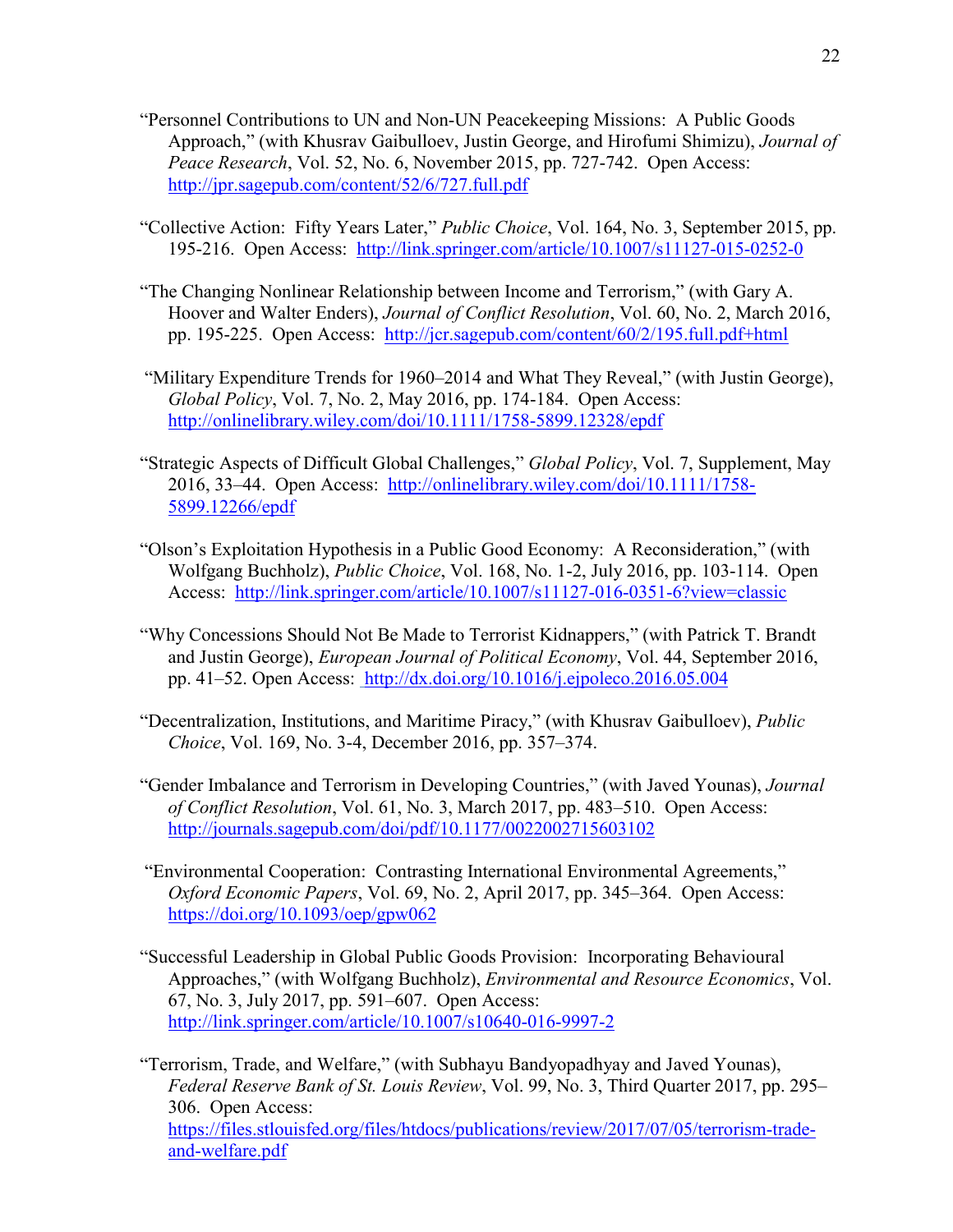"Personnel Contributions to UN and Non-UN Peacekeeping Missions: A Public Goods Approach," (with Khusrav Gaibulloev, Justin George, and Hirofumi Shimizu), *Journal of Peace Research*, Vol. 52, No. 6, November 2015, pp. 727-742. Open Access: http://jpr.sagepub.com/content/52/6/727.full.pdf

"Collective Action: Fifty Years Later," *Public Choice*, Vol. 164, No. 3, September 2015, pp. 195-216. Open Access: http://link.springer.com/article/10.1007/s11127-015-0252-0

"The Changing Nonlinear Relationship between Income and Terrorism," (with Gary A. Hoover and Walter Enders), *Journal of Conflict Resolution*, Vol. 60, No. 2, March 2016, pp. 195-225. Open Access: http://jcr.sagepub.com/content/60/2/195.full.pdf+html

"Military Expenditure Trends for 1960–2014 and What They Reveal," (with Justin George), *Global Policy*, Vol. 7, No. 2, May 2016, pp. 174-184. Open Access: http://onlinelibrary.wiley.com/doi/10.1111/1758-5899.12328/epdf

"Strategic Aspects of Difficult Global Challenges," *Global Policy*, Vol. 7, Supplement, May 2016, 33–44. Open Access: http://onlinelibrary.wiley.com/doi/10.1111/1758-5899.12266/epdf

"Olson's Exploitation Hypothesis in a Public Good Economy: A Reconsideration," (with Wolfgang Buchholz), *Public Choice*, Vol. 168, No. 1-2, July 2016, pp. 103-114. Open Access: http://link.springer.com/article/10.1007/s11127-016-0351-6?view=classic

"Why Concessions Should Not Be Made to Terrorist Kidnappers," (with Patrick T. Brandt and Justin George), *European Journal of Political Economy*, Vol. 44, September 2016, pp. 41–52. Open Access: http://dx.doi.org/10.1016/j.ejpoleco.2016.05.004

"Decentralization, Institutions, and Maritime Piracy," (with Khusrav Gaibulloev), *Public Choice*, Vol. 169, No. 3-4, December 2016, pp. 357–374.

"Gender Imbalance and Terrorism in Developing Countries," (with Javed Younas), *Journal of Conflict Resolution*, Vol. 61, No. 3, March 2017, pp. 483–510. Open Access: http://journals.sagepub.com/doi/pdf/10.1177/0022002715603102

"Environmental Cooperation: Contrasting International Environmental Agreements," *Oxford Economic Papers*, Vol. 69, No. 2, April 2017, pp. 345–364. Open Access: https://doi.org/10.1093/oep/gpw062

"Successful Leadership in Global Public Goods Provision: Incorporating Behavioural Approaches," (with Wolfgang Buchholz), *Environmental and Resource Economics*, Vol. 67, No. 3, July 2017, pp. 591–607. Open Access: http://link.springer.com/article/10.1007/s10640-016-9997-2

"Terrorism, Trade, and Welfare," (with Subhayu Bandyopadhyay and Javed Younas), *Federal Reserve Bank of St. Louis Review*, Vol. 99, No. 3, Third Quarter 2017, pp. 295–306. Open Access: https://files.stlouisfed.org/files/htdocs/publications/review/2017/07/05/terrorism-trade-and-welfare.pdf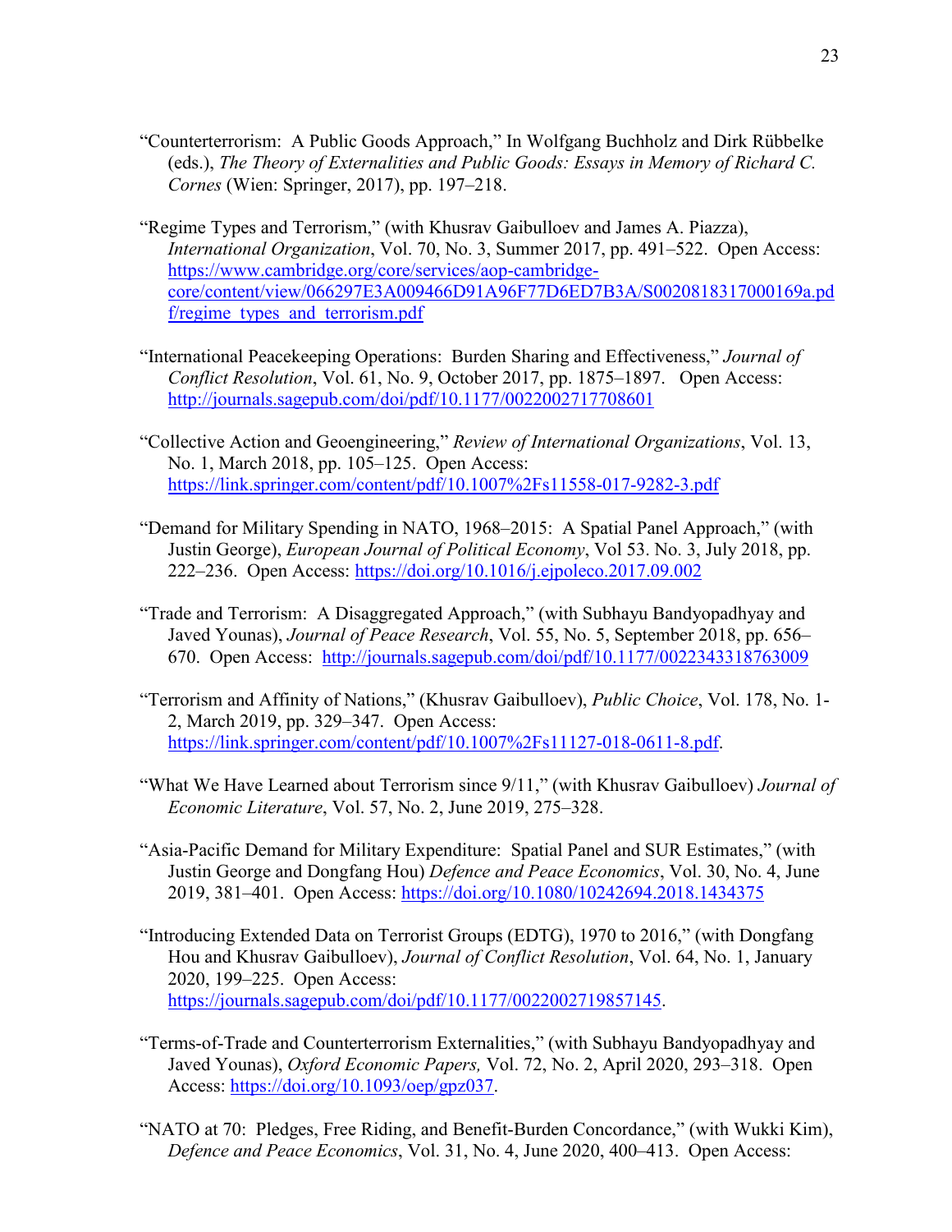"Counterterrorism: A Public Goods Approach," In Wolfgang Buchholz and Dirk Rübbelke (eds.), *The Theory of Externalities and Public Goods: Essays in Memory of Richard C. Cornes* (Wien: Springer, 2017), pp. 197–218.

"Regime Types and Terrorism," (with Khusrav Gaibulloev and James A. Piazza), *International Organization*, Vol. 70, No. 3, Summer 2017, pp. 491–522. Open Access: https://www.cambridge.org/core/services/aop-cambridge-core/content/view/066297E3A009466D91A96F77D6ED7B3A/S0020818317000169a.pdf/regime_types_and_terrorism.pdf

"International Peacekeeping Operations: Burden Sharing and Effectiveness," *Journal of Conflict Resolution*, Vol. 61, No. 9, October 2017, pp. 1875–1897. Open Access: http://journals.sagepub.com/doi/pdf/10.1177/0022002717708601

"Collective Action and Geoengineering," *Review of International Organizations*, Vol. 13, No. 1, March 2018, pp. 105–125. Open Access: https://link.springer.com/content/pdf/10.1007%2Fs11558-017-9282-3.pdf

"Demand for Military Spending in NATO, 1968–2015: A Spatial Panel Approach," (with Justin George), *European Journal of Political Economy*, Vol 53. No. 3, July 2018, pp. 222–236. Open Access: https://doi.org/10.1016/j.ejpoleco.2017.09.002

"Trade and Terrorism: A Disaggregated Approach," (with Subhayu Bandyopadhyay and Javed Younas), *Journal of Peace Research*, Vol. 55, No. 5, September 2018, pp. 656–670. Open Access: http://journals.sagepub.com/doi/pdf/10.1177/0022343318763009

"Terrorism and Affinity of Nations," (Khusrav Gaibulloev), *Public Choice*, Vol. 178, No. 1-2, March 2019, pp. 329–347. Open Access: https://link.springer.com/content/pdf/10.1007%2Fs11127-018-0611-8.pdf.

"What We Have Learned about Terrorism since 9/11," (with Khusrav Gaibulloev) *Journal of Economic Literature*, Vol. 57, No. 2, June 2019, 275–328.

"Asia-Pacific Demand for Military Expenditure: Spatial Panel and SUR Estimates," (with Justin George and Dongfang Hou) *Defence and Peace Economics*, Vol. 30, No. 4, June 2019, 381–401. Open Access: https://doi.org/10.1080/10242694.2018.1434375

"Introducing Extended Data on Terrorist Groups (EDTG), 1970 to 2016," (with Dongfang Hou and Khusrav Gaibulloev), *Journal of Conflict Resolution*, Vol. 64, No. 1, January 2020, 199–225. Open Access: https://journals.sagepub.com/doi/pdf/10.1177/0022002719857145.

"Terms-of-Trade and Counterterrorism Externalities," (with Subhayu Bandyopadhyay and Javed Younas), *Oxford Economic Papers,* Vol. 72, No. 2, April 2020, 293–318. Open Access: https://doi.org/10.1093/oep/gpz037.

"NATO at 70: Pledges, Free Riding, and Benefit-Burden Concordance," (with Wukki Kim), *Defence and Peace Economics*, Vol. 31, No. 4, June 2020, 400–413. Open Access: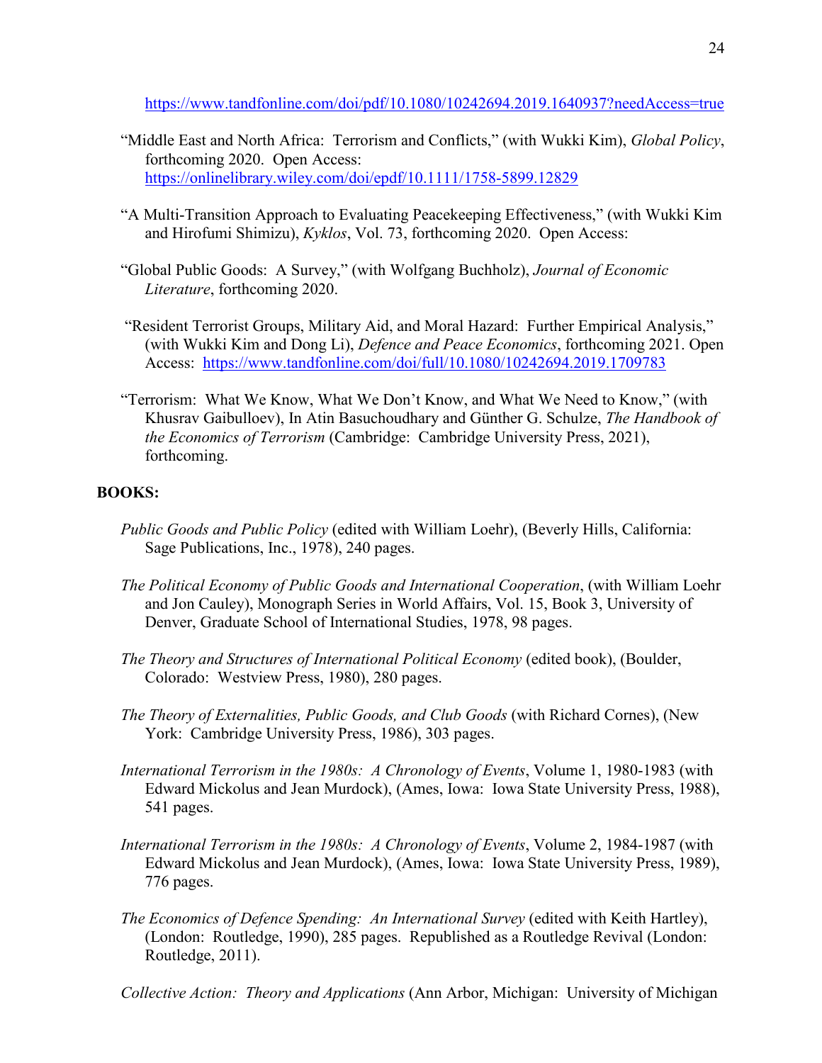https://www.tandfonline.com/doi/pdf/10.1080/10242694.2019.1640937?needAccess=true

"Middle East and North Africa: Terrorism and Conflicts," (with Wukki Kim), *Global Policy*, forthcoming 2020. Open Access: https://onlinelibrary.wiley.com/doi/epdf/10.1111/1758-5899.12829

"A Multi-Transition Approach to Evaluating Peacekeeping Effectiveness," (with Wukki Kim and Hirofumi Shimizu), *Kyklos*, Vol. 73, forthcoming 2020. Open Access:

"Global Public Goods: A Survey," (with Wolfgang Buchholz), *Journal of Economic Literature*, forthcoming 2020.

"Resident Terrorist Groups, Military Aid, and Moral Hazard: Further Empirical Analysis," (with Wukki Kim and Dong Li), *Defence and Peace Economics*, forthcoming 2021. Open Access: https://www.tandfonline.com/doi/full/10.1080/10242694.2019.1709783

"Terrorism: What We Know, What We Don't Know, and What We Need to Know," (with Khusrav Gaibulloev), In Atin Basuchoudhary and Günther G. Schulze, *The Handbook of the Economics of Terrorism* (Cambridge: Cambridge University Press, 2021), forthcoming.

**BOOKS:**

*Public Goods and Public Policy* (edited with William Loehr), (Beverly Hills, California: Sage Publications, Inc., 1978), 240 pages.

*The Political Economy of Public Goods and International Cooperation*, (with William Loehr and Jon Cauley), Monograph Series in World Affairs, Vol. 15, Book 3, University of Denver, Graduate School of International Studies, 1978, 98 pages.

*The Theory and Structures of International Political Economy* (edited book), (Boulder, Colorado: Westview Press, 1980), 280 pages.

*The Theory of Externalities, Public Goods, and Club Goods* (with Richard Cornes), (New York: Cambridge University Press, 1986), 303 pages.

*International Terrorism in the 1980s: A Chronology of Events*, Volume 1, 1980-1983 (with Edward Mickolus and Jean Murdock), (Ames, Iowa: Iowa State University Press, 1988), 541 pages.

*International Terrorism in the 1980s: A Chronology of Events*, Volume 2, 1984-1987 (with Edward Mickolus and Jean Murdock), (Ames, Iowa: Iowa State University Press, 1989), 776 pages.

*The Economics of Defence Spending: An International Survey* (edited with Keith Hartley), (London: Routledge, 1990), 285 pages. Republished as a Routledge Revival (London: Routledge, 2011).

*Collective Action: Theory and Applications* (Ann Arbor, Michigan: University of Michigan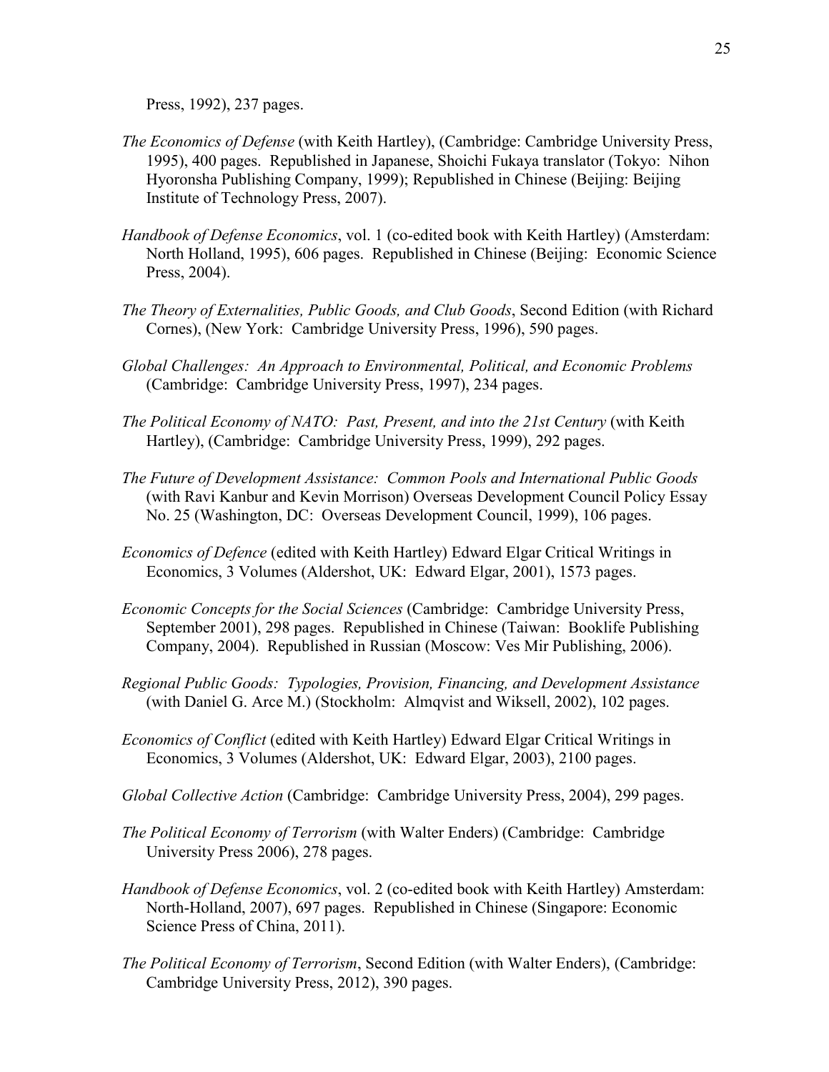Press, 1992), 237 pages.

*The Economics of Defense* (with Keith Hartley), (Cambridge: Cambridge University Press, 1995), 400 pages. Republished in Japanese, Shoichi Fukaya translator (Tokyo: Nihon Hyoronsha Publishing Company, 1999); Republished in Chinese (Beijing: Beijing Institute of Technology Press, 2007).

*Handbook of Defense Economics*, vol. 1 (co-edited book with Keith Hartley) (Amsterdam: North Holland, 1995), 606 pages. Republished in Chinese (Beijing: Economic Science Press, 2004).

*The Theory of Externalities, Public Goods, and Club Goods*, Second Edition (with Richard Cornes), (New York: Cambridge University Press, 1996), 590 pages.

*Global Challenges: An Approach to Environmental, Political, and Economic Problems* (Cambridge: Cambridge University Press, 1997), 234 pages.

*The Political Economy of NATO: Past, Present, and into the 21st Century* (with Keith Hartley), (Cambridge: Cambridge University Press, 1999), 292 pages.

*The Future of Development Assistance: Common Pools and International Public Goods* (with Ravi Kanbur and Kevin Morrison) Overseas Development Council Policy Essay No. 25 (Washington, DC: Overseas Development Council, 1999), 106 pages.

*Economics of Defence* (edited with Keith Hartley) Edward Elgar Critical Writings in Economics, 3 Volumes (Aldershot, UK: Edward Elgar, 2001), 1573 pages.

*Economic Concepts for the Social Sciences* (Cambridge: Cambridge University Press, September 2001), 298 pages. Republished in Chinese (Taiwan: Booklife Publishing Company, 2004). Republished in Russian (Moscow: Ves Mir Publishing, 2006).

*Regional Public Goods: Typologies, Provision, Financing, and Development Assistance* (with Daniel G. Arce M.) (Stockholm: Almqvist and Wiksell, 2002), 102 pages.

*Economics of Conflict* (edited with Keith Hartley) Edward Elgar Critical Writings in Economics, 3 Volumes (Aldershot, UK: Edward Elgar, 2003), 2100 pages.

*Global Collective Action* (Cambridge: Cambridge University Press, 2004), 299 pages.

*The Political Economy of Terrorism* (with Walter Enders) (Cambridge: Cambridge University Press 2006), 278 pages.

*Handbook of Defense Economics*, vol. 2 (co-edited book with Keith Hartley) Amsterdam: North-Holland, 2007), 697 pages. Republished in Chinese (Singapore: Economic Science Press of China, 2011).

*The Political Economy of Terrorism*, Second Edition (with Walter Enders), (Cambridge: Cambridge University Press, 2012), 390 pages.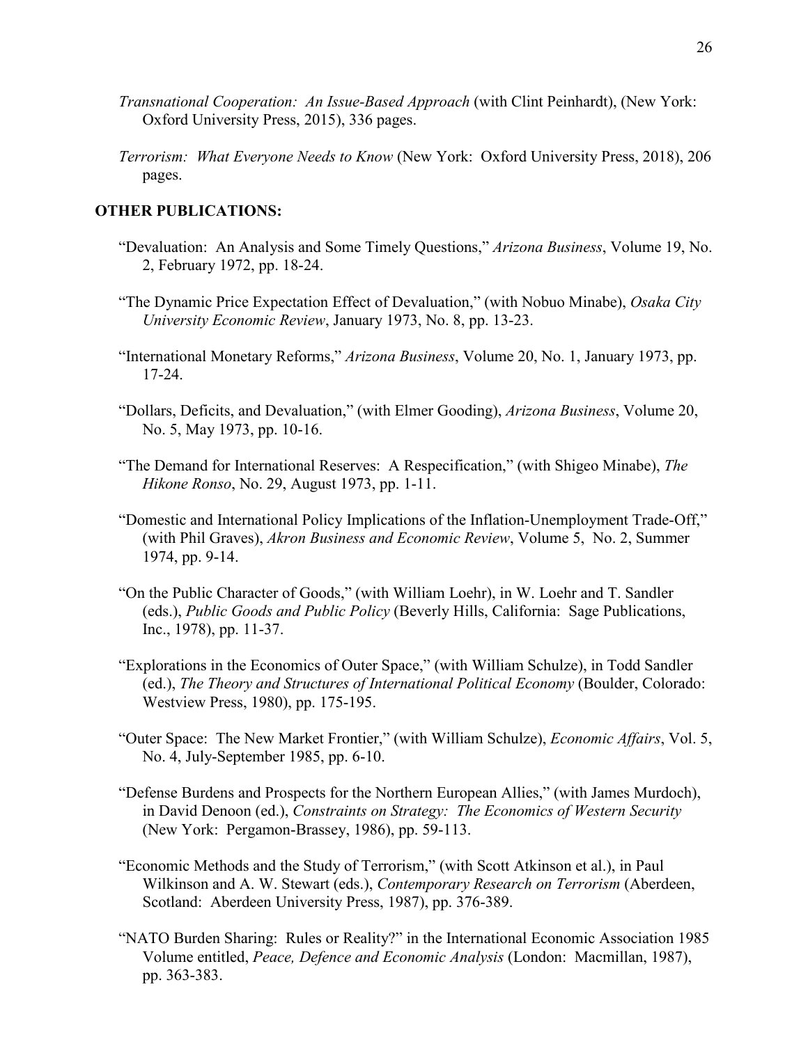*Transnational Cooperation: An Issue-Based Approach* (with Clint Peinhardt), (New York: Oxford University Press, 2015), 336 pages.

*Terrorism: What Everyone Needs to Know* (New York: Oxford University Press, 2018), 206 pages.

**OTHER PUBLICATIONS:**

"Devaluation: An Analysis and Some Timely Questions," *Arizona Business*, Volume 19, No. 2, February 1972, pp. 18-24.

"The Dynamic Price Expectation Effect of Devaluation," (with Nobuo Minabe), *Osaka City University Economic Review*, January 1973, No. 8, pp. 13-23.

"International Monetary Reforms," *Arizona Business*, Volume 20, No. 1, January 1973, pp. 17-24.

"Dollars, Deficits, and Devaluation," (with Elmer Gooding), *Arizona Business*, Volume 20, No. 5, May 1973, pp. 10-16.

"The Demand for International Reserves: A Respecification," (with Shigeo Minabe), *The Hikone Ronso*, No. 29, August 1973, pp. 1-11.

"Domestic and International Policy Implications of the Inflation-Unemployment Trade-Off," (with Phil Graves), *Akron Business and Economic Review*, Volume 5, No. 2, Summer 1974, pp. 9-14.

"On the Public Character of Goods," (with William Loehr), in W. Loehr and T. Sandler (eds.), *Public Goods and Public Policy* (Beverly Hills, California: Sage Publications, Inc., 1978), pp. 11-37.

"Explorations in the Economics of Outer Space," (with William Schulze), in Todd Sandler (ed.), *The Theory and Structures of International Political Economy* (Boulder, Colorado: Westview Press, 1980), pp. 175-195.

"Outer Space: The New Market Frontier," (with William Schulze), *Economic Affairs*, Vol. 5, No. 4, July-September 1985, pp. 6-10.

"Defense Burdens and Prospects for the Northern European Allies," (with James Murdoch), in David Denoon (ed.), *Constraints on Strategy: The Economics of Western Security* (New York: Pergamon-Brassey, 1986), pp. 59-113.

"Economic Methods and the Study of Terrorism," (with Scott Atkinson et al.), in Paul Wilkinson and A. W. Stewart (eds.), *Contemporary Research on Terrorism* (Aberdeen, Scotland: Aberdeen University Press, 1987), pp. 376-389.

"NATO Burden Sharing: Rules or Reality?" in the International Economic Association 1985 Volume entitled, *Peace, Defence and Economic Analysis* (London: Macmillan, 1987), pp. 363-383.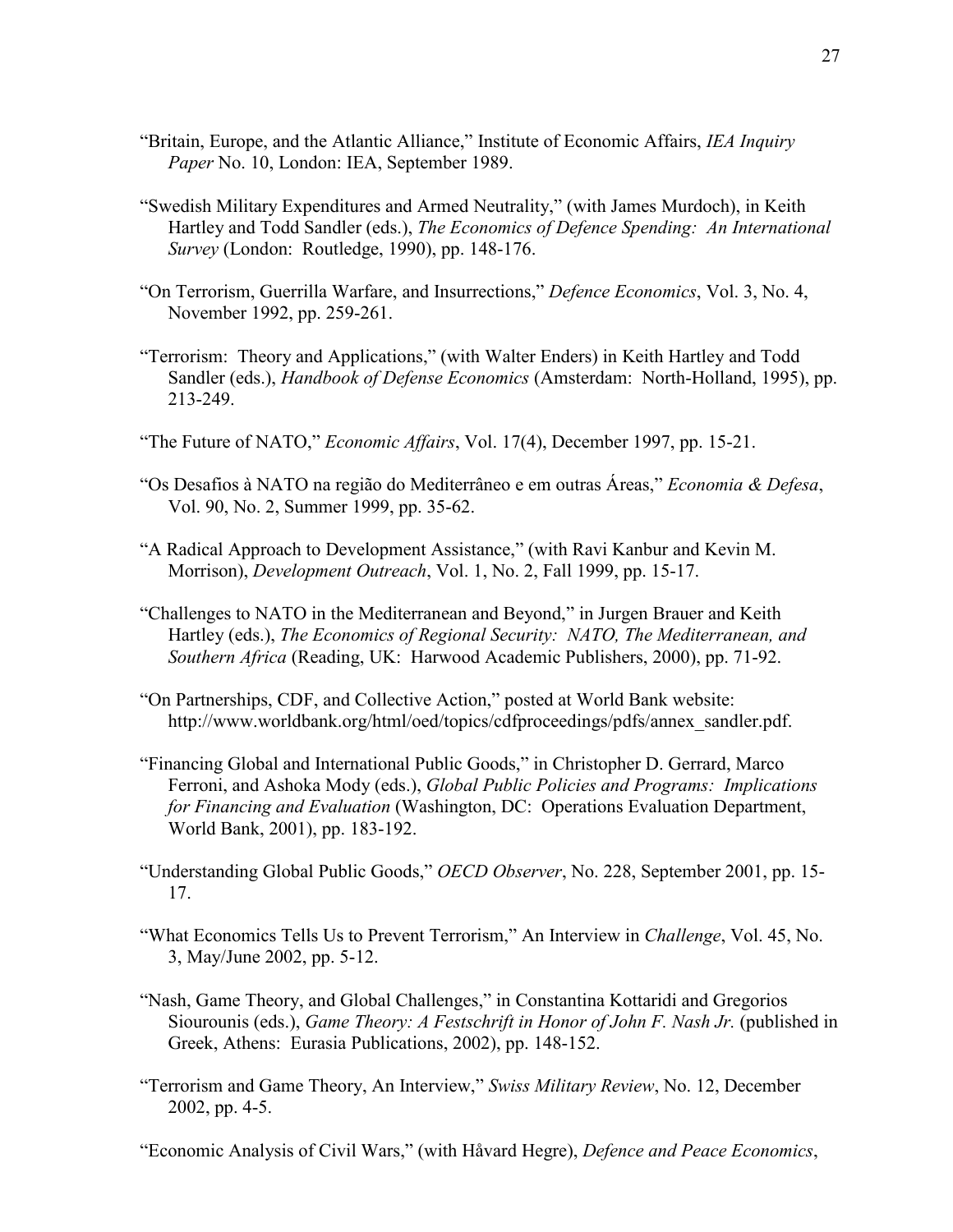"Britain, Europe, and the Atlantic Alliance," Institute of Economic Affairs, *IEA Inquiry Paper* No. 10, London: IEA, September 1989.

"Swedish Military Expenditures and Armed Neutrality," (with James Murdoch), in Keith Hartley and Todd Sandler (eds.), *The Economics of Defence Spending: An International Survey* (London: Routledge, 1990), pp. 148-176.

"On Terrorism, Guerrilla Warfare, and Insurrections," *Defence Economics*, Vol. 3, No. 4, November 1992, pp. 259-261.

"Terrorism: Theory and Applications," (with Walter Enders) in Keith Hartley and Todd Sandler (eds.), *Handbook of Defense Economics* (Amsterdam: North-Holland, 1995), pp. 213-249.

"The Future of NATO," *Economic Affairs*, Vol. 17(4), December 1997, pp. 15-21.

"Os Desafios à NATO na região do Mediterrâneo e em outras Áreas," *Economia & Defesa*, Vol. 90, No. 2, Summer 1999, pp. 35-62.

"A Radical Approach to Development Assistance," (with Ravi Kanbur and Kevin M. Morrison), *Development Outreach*, Vol. 1, No. 2, Fall 1999, pp. 15-17.

"Challenges to NATO in the Mediterranean and Beyond," in Jurgen Brauer and Keith Hartley (eds.), *The Economics of Regional Security: NATO, The Mediterranean, and Southern Africa* (Reading, UK: Harwood Academic Publishers, 2000), pp. 71-92.

"On Partnerships, CDF, and Collective Action," posted at World Bank website: http://www.worldbank.org/html/oed/topics/cdfproceedings/pdfs/annex_sandler.pdf.

"Financing Global and International Public Goods," in Christopher D. Gerrard, Marco Ferroni, and Ashoka Mody (eds.), *Global Public Policies and Programs: Implications for Financing and Evaluation* (Washington, DC: Operations Evaluation Department, World Bank, 2001), pp. 183-192.

"Understanding Global Public Goods," *OECD Observer*, No. 228, September 2001, pp. 15-17.

"What Economics Tells Us to Prevent Terrorism," An Interview in *Challenge*, Vol. 45, No. 3, May/June 2002, pp. 5-12.

"Nash, Game Theory, and Global Challenges," in Constantina Kottaridi and Gregorios Siourounis (eds.), *Game Theory: A Festschrift in Honor of John F. Nash Jr.* (published in Greek, Athens: Eurasia Publications, 2002), pp. 148-152.

"Terrorism and Game Theory, An Interview," *Swiss Military Review*, No. 12, December 2002, pp. 4-5.

"Economic Analysis of Civil Wars," (with Håvard Hegre), *Defence and Peace Economics*,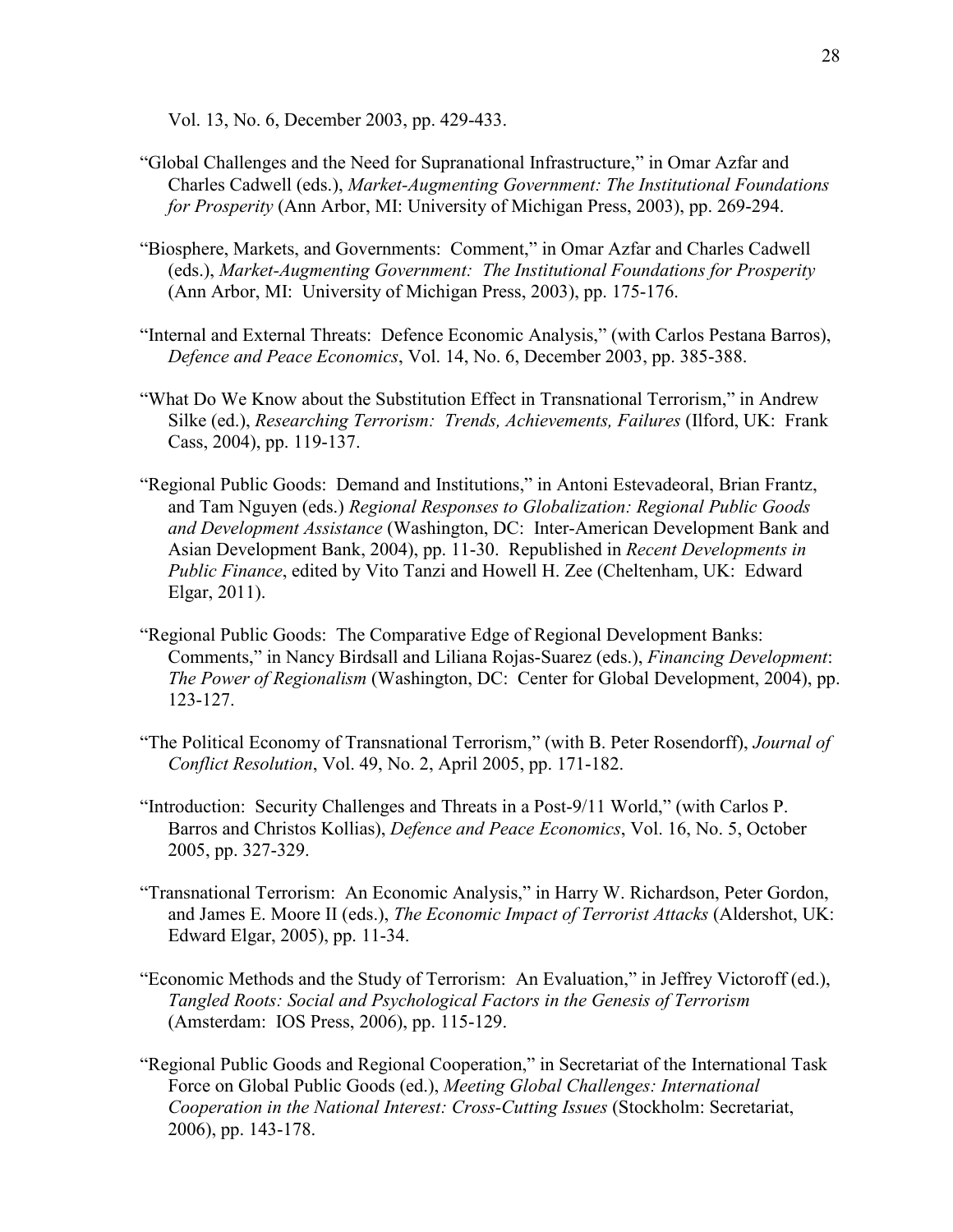Vol. 13, No. 6, December 2003, pp. 429-433.

"Global Challenges and the Need for Supranational Infrastructure," in Omar Azfar and Charles Cadwell (eds.), *Market-Augmenting Government: The Institutional Foundations for Prosperity* (Ann Arbor, MI: University of Michigan Press, 2003), pp. 269-294.

"Biosphere, Markets, and Governments: Comment," in Omar Azfar and Charles Cadwell (eds.), *Market-Augmenting Government: The Institutional Foundations for Prosperity* (Ann Arbor, MI: University of Michigan Press, 2003), pp. 175-176.

"Internal and External Threats: Defence Economic Analysis," (with Carlos Pestana Barros), *Defence and Peace Economics*, Vol. 14, No. 6, December 2003, pp. 385-388.

"What Do We Know about the Substitution Effect in Transnational Terrorism," in Andrew Silke (ed.), *Researching Terrorism: Trends, Achievements, Failures* (Ilford, UK: Frank Cass, 2004), pp. 119-137.

"Regional Public Goods: Demand and Institutions," in Antoni Estevadeoral, Brian Frantz, and Tam Nguyen (eds.) *Regional Responses to Globalization: Regional Public Goods and Development Assistance* (Washington, DC: Inter-American Development Bank and Asian Development Bank, 2004), pp. 11-30. Republished in *Recent Developments in Public Finance*, edited by Vito Tanzi and Howell H. Zee (Cheltenham, UK: Edward Elgar, 2011).

"Regional Public Goods: The Comparative Edge of Regional Development Banks: Comments," in Nancy Birdsall and Liliana Rojas-Suarez (eds.), *Financing Development*: *The Power of Regionalism* (Washington, DC: Center for Global Development, 2004), pp. 123-127.

"The Political Economy of Transnational Terrorism," (with B. Peter Rosendorff), *Journal of Conflict Resolution*, Vol. 49, No. 2, April 2005, pp. 171-182.

"Introduction: Security Challenges and Threats in a Post-9/11 World," (with Carlos P. Barros and Christos Kollias), *Defence and Peace Economics*, Vol. 16, No. 5, October 2005, pp. 327-329.

"Transnational Terrorism: An Economic Analysis," in Harry W. Richardson, Peter Gordon, and James E. Moore II (eds.), *The Economic Impact of Terrorist Attacks* (Aldershot, UK: Edward Elgar, 2005), pp. 11-34.

"Economic Methods and the Study of Terrorism: An Evaluation," in Jeffrey Victoroff (ed.), *Tangled Roots: Social and Psychological Factors in the Genesis of Terrorism* (Amsterdam: IOS Press, 2006), pp. 115-129.

"Regional Public Goods and Regional Cooperation," in Secretariat of the International Task Force on Global Public Goods (ed.), *Meeting Global Challenges: International Cooperation in the National Interest: Cross-Cutting Issues* (Stockholm: Secretariat, 2006), pp. 143-178.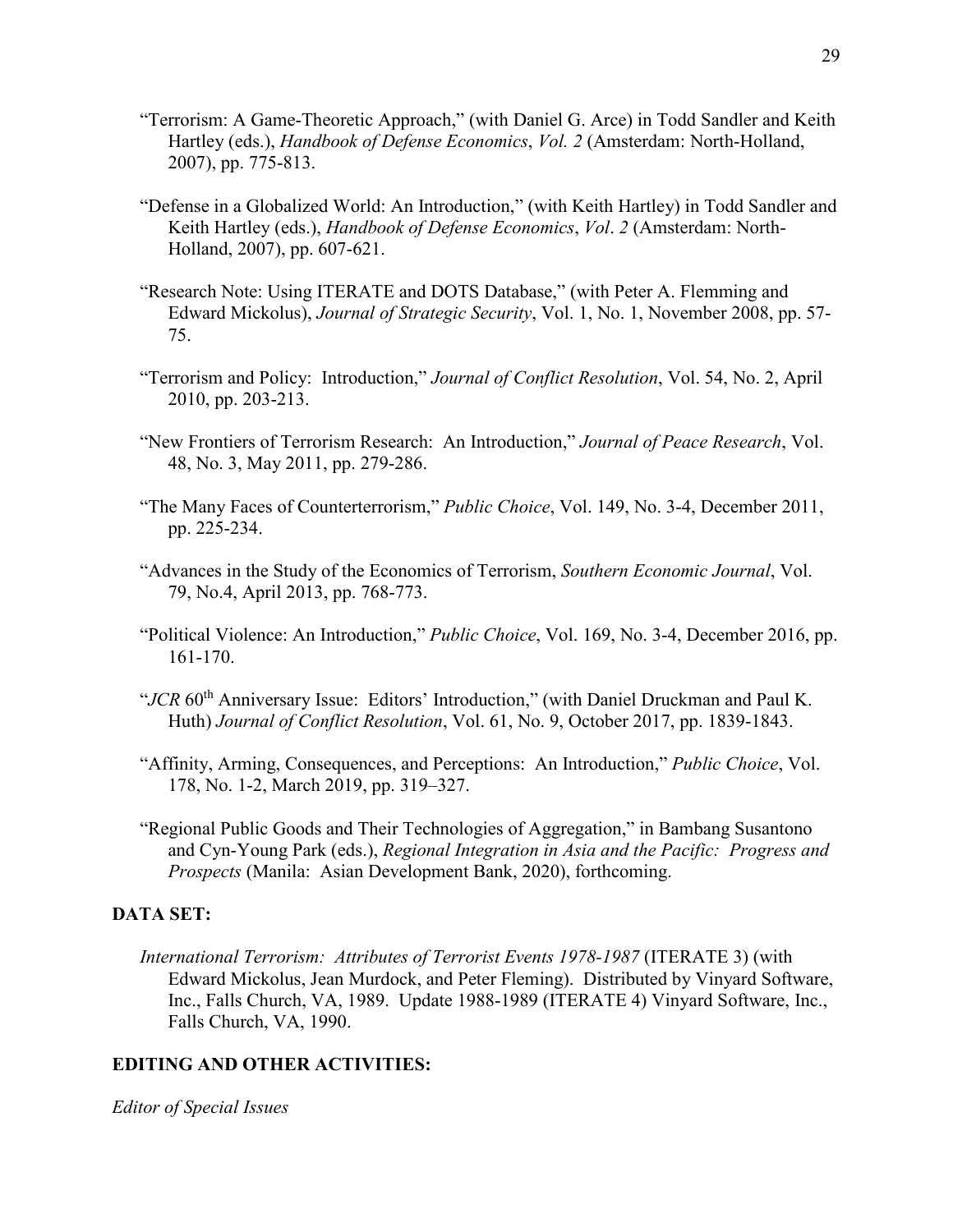"Terrorism: A Game-Theoretic Approach," (with Daniel G. Arce) in Todd Sandler and Keith Hartley (eds.), *Handbook of Defense Economics*, *Vol. 2* (Amsterdam: North-Holland, 2007), pp. 775-813.

"Defense in a Globalized World: An Introduction," (with Keith Hartley) in Todd Sandler and Keith Hartley (eds.), *Handbook of Defense Economics*, *Vol*. *2* (Amsterdam: North-Holland, 2007), pp. 607-621.

"Research Note: Using ITERATE and DOTS Database," (with Peter A. Flemming and Edward Mickolus), *Journal of Strategic Security*, Vol. 1, No. 1, November 2008, pp. 57-75.

"Terrorism and Policy: Introduction," *Journal of Conflict Resolution*, Vol. 54, No. 2, April 2010, pp. 203-213.

"New Frontiers of Terrorism Research: An Introduction," *Journal of Peace Research*, Vol. 48, No. 3, May 2011, pp. 279-286.

"The Many Faces of Counterterrorism," *Public Choice*, Vol. 149, No. 3-4, December 2011, pp. 225-234.

"Advances in the Study of the Economics of Terrorism, *Southern Economic Journal*, Vol. 79, No.4, April 2013, pp. 768-773.

"Political Violence: An Introduction," *Public Choice*, Vol. 169, No. 3-4, December 2016, pp. 161-170.

"*JCR* 60th Anniversary Issue: Editors' Introduction," (with Daniel Druckman and Paul K. Huth) *Journal of Conflict Resolution*, Vol. 61, No. 9, October 2017, pp. 1839-1843.

"Affinity, Arming, Consequences, and Perceptions: An Introduction," *Public Choice*, Vol. 178, No. 1-2, March 2019, pp. 319–327.

"Regional Public Goods and Their Technologies of Aggregation," in Bambang Susantono and Cyn-Young Park (eds.), *Regional Integration in Asia and the Pacific: Progress and Prospects* (Manila: Asian Development Bank, 2020), forthcoming.

**DATA SET:**

*International Terrorism: Attributes of Terrorist Events 1978-1987* (ITERATE 3) (with Edward Mickolus, Jean Murdock, and Peter Fleming). Distributed by Vinyard Software, Inc., Falls Church, VA, 1989. Update 1988-1989 (ITERATE 4) Vinyard Software, Inc., Falls Church, VA, 1990.

**EDITING AND OTHER ACTIVITIES:**

*Editor of Special Issues*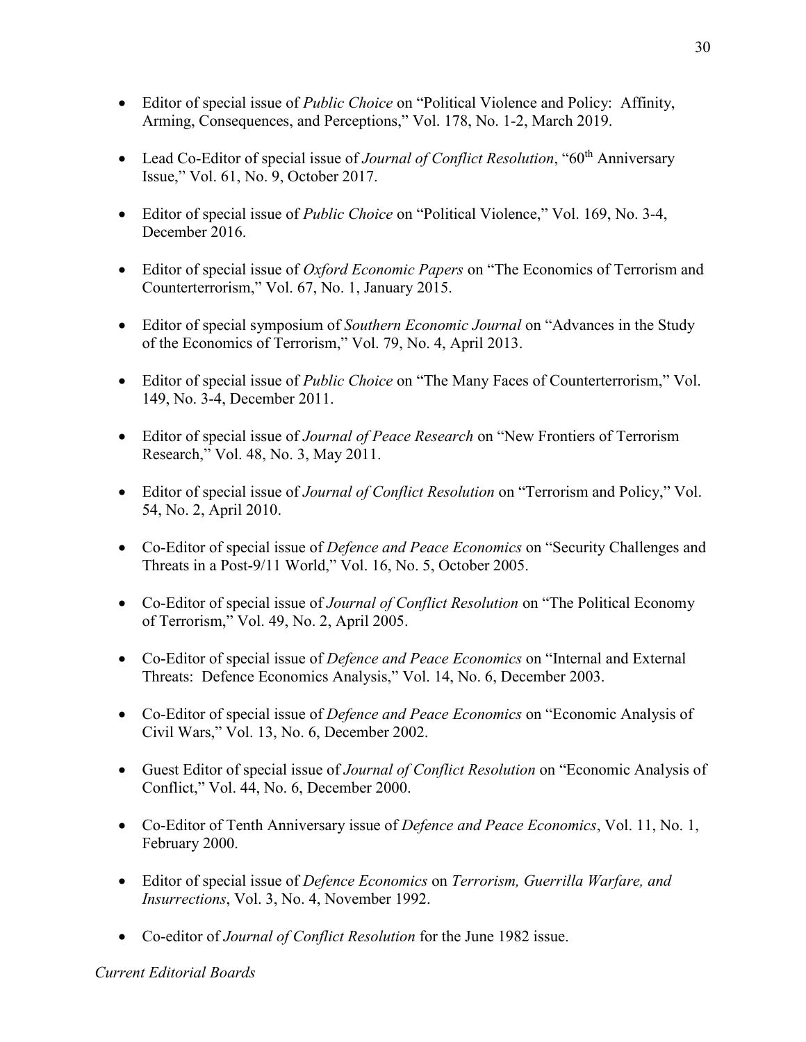- Editor of special issue of *Public Choice* on "Political Violence and Policy: Affinity, Arming, Consequences, and Perceptions," Vol. 178, No. 1-2, March 2019.

- Lead Co-Editor of special issue of *Journal of Conflict Resolution*, "60th Anniversary Issue," Vol. 61, No. 9, October 2017.

- Editor of special issue of *Public Choice* on "Political Violence," Vol. 169, No. 3-4, December 2016.

- Editor of special issue of *Oxford Economic Papers* on "The Economics of Terrorism and Counterterrorism," Vol. 67, No. 1, January 2015.

- Editor of special symposium of *Southern Economic Journal* on "Advances in the Study of the Economics of Terrorism," Vol. 79, No. 4, April 2013.

- Editor of special issue of *Public Choice* on "The Many Faces of Counterterrorism," Vol. 149, No. 3-4, December 2011.

- Editor of special issue of *Journal of Peace Research* on "New Frontiers of Terrorism Research," Vol. 48, No. 3, May 2011.

- Editor of special issue of *Journal of Conflict Resolution* on "Terrorism and Policy," Vol. 54, No. 2, April 2010.

- Co-Editor of special issue of *Defence and Peace Economics* on "Security Challenges and Threats in a Post-9/11 World," Vol. 16, No. 5, October 2005.

- Co-Editor of special issue of *Journal of Conflict Resolution* on "The Political Economy of Terrorism," Vol. 49, No. 2, April 2005.

- Co-Editor of special issue of *Defence and Peace Economics* on "Internal and External Threats: Defence Economics Analysis," Vol. 14, No. 6, December 2003.

- Co-Editor of special issue of *Defence and Peace Economics* on "Economic Analysis of Civil Wars," Vol. 13, No. 6, December 2002.

- Guest Editor of special issue of *Journal of Conflict Resolution* on "Economic Analysis of Conflict," Vol. 44, No. 6, December 2000.

- Co-Editor of Tenth Anniversary issue of *Defence and Peace Economics*, Vol. 11, No. 1, February 2000.

- Editor of special issue of *Defence Economics* on *Terrorism, Guerrilla Warfare, and Insurrections*, Vol. 3, No. 4, November 1992.

- Co-editor of *Journal of Conflict Resolution* for the June 1982 issue.

*Current Editorial Boards*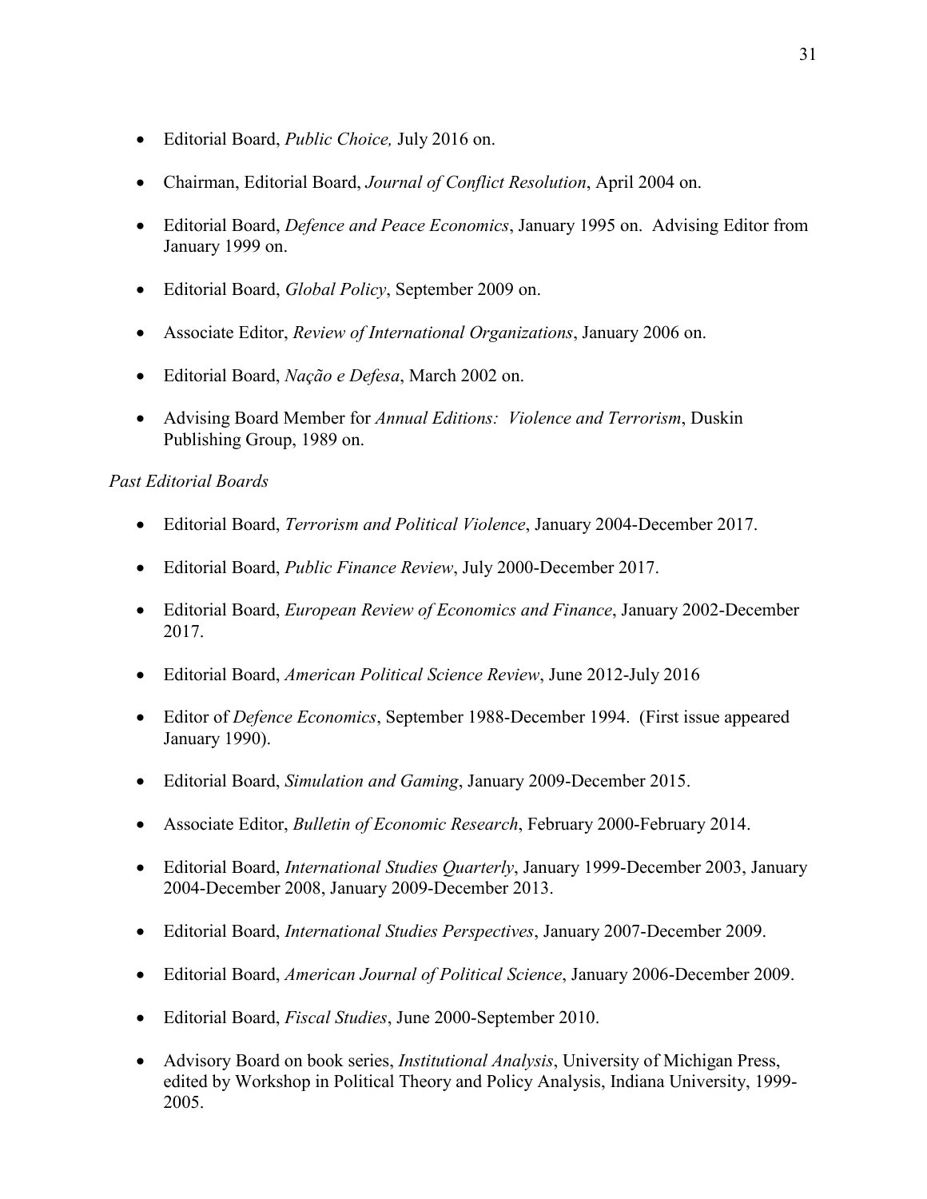- Editorial Board, *Public Choice,* July 2016 on.
- Chairman, Editorial Board, *Journal of Conflict Resolution*, April 2004 on.
- Editorial Board, *Defence and Peace Economics*, January 1995 on. Advising Editor from January 1999 on.
- Editorial Board, *Global Policy*, September 2009 on.
- Associate Editor, *Review of International Organizations*, January 2006 on.
- Editorial Board, *Nação e Defesa*, March 2002 on.
- Advising Board Member for *Annual Editions: Violence and Terrorism*, Duskin Publishing Group, 1989 on.

*Past Editorial Boards*

- Editorial Board, *Terrorism and Political Violence*, January 2004-December 2017.
- Editorial Board, *Public Finance Review*, July 2000-December 2017.
- Editorial Board, *European Review of Economics and Finance*, January 2002-December 2017.
- Editorial Board, *American Political Science Review*, June 2012-July 2016
- Editor of *Defence Economics*, September 1988-December 1994. (First issue appeared January 1990).
- Editorial Board, *Simulation and Gaming*, January 2009-December 2015.
- Associate Editor, *Bulletin of Economic Research*, February 2000-February 2014.
- Editorial Board, *International Studies Quarterly*, January 1999-December 2003, January 2004-December 2008, January 2009-December 2013.
- Editorial Board, *International Studies Perspectives*, January 2007-December 2009.
- Editorial Board, *American Journal of Political Science*, January 2006-December 2009.
- Editorial Board, *Fiscal Studies*, June 2000-September 2010.
- Advisory Board on book series, *Institutional Analysis*, University of Michigan Press, edited by Workshop in Political Theory and Policy Analysis, Indiana University, 1999-2005.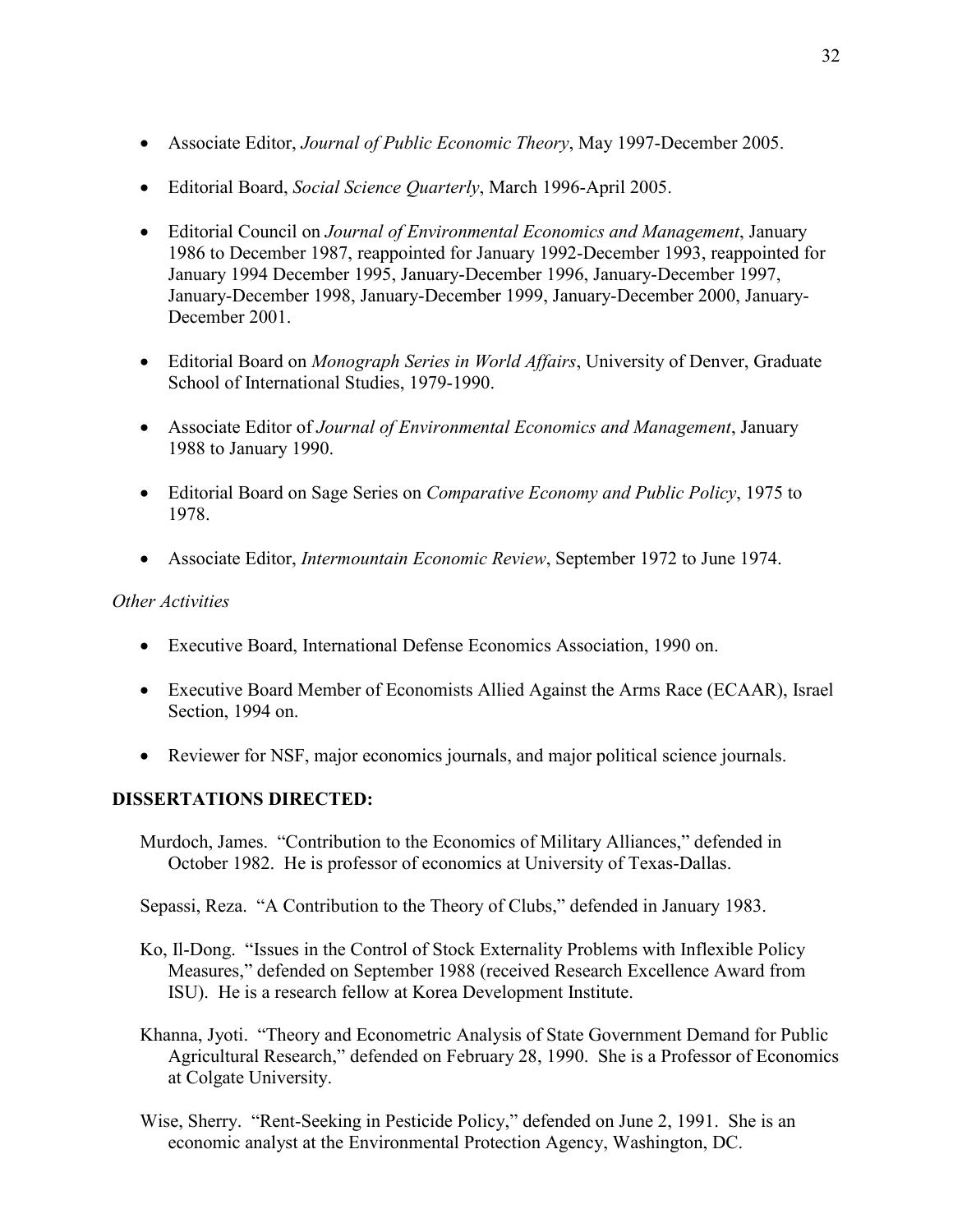- Associate Editor, *Journal of Public Economic Theory*, May 1997-December 2005.

- Editorial Board, *Social Science Quarterly*, March 1996-April 2005.

- Editorial Council on *Journal of Environmental Economics and Management*, January 1986 to December 1987, reappointed for January 1992-December 1993, reappointed for January 1994 December 1995, January-December 1996, January-December 1997, January-December 1998, January-December 1999, January-December 2000, January-December 2001.

- Editorial Board on *Monograph Series in World Affairs*, University of Denver, Graduate School of International Studies, 1979-1990.

- Associate Editor of *Journal of Environmental Economics and Management*, January 1988 to January 1990.

- Editorial Board on Sage Series on *Comparative Economy and Public Policy*, 1975 to 1978.

- Associate Editor, *Intermountain Economic Review*, September 1972 to June 1974.

*Other Activities*

- Executive Board, International Defense Economics Association, 1990 on.

- Executive Board Member of Economists Allied Against the Arms Race (ECAAR), Israel Section, 1994 on.

- Reviewer for NSF, major economics journals, and major political science journals.

**DISSERTATIONS DIRECTED:**

Murdoch, James. "Contribution to the Economics of Military Alliances," defended in October 1982. He is professor of economics at University of Texas-Dallas.

Sepassi, Reza. "A Contribution to the Theory of Clubs," defended in January 1983.

Ko, Il-Dong. "Issues in the Control of Stock Externality Problems with Inflexible Policy Measures," defended on September 1988 (received Research Excellence Award from ISU). He is a research fellow at Korea Development Institute.

Khanna, Jyoti. "Theory and Econometric Analysis of State Government Demand for Public Agricultural Research," defended on February 28, 1990. She is a Professor of Economics at Colgate University.

Wise, Sherry. "Rent-Seeking in Pesticide Policy," defended on June 2, 1991. She is an economic analyst at the Environmental Protection Agency, Washington, DC.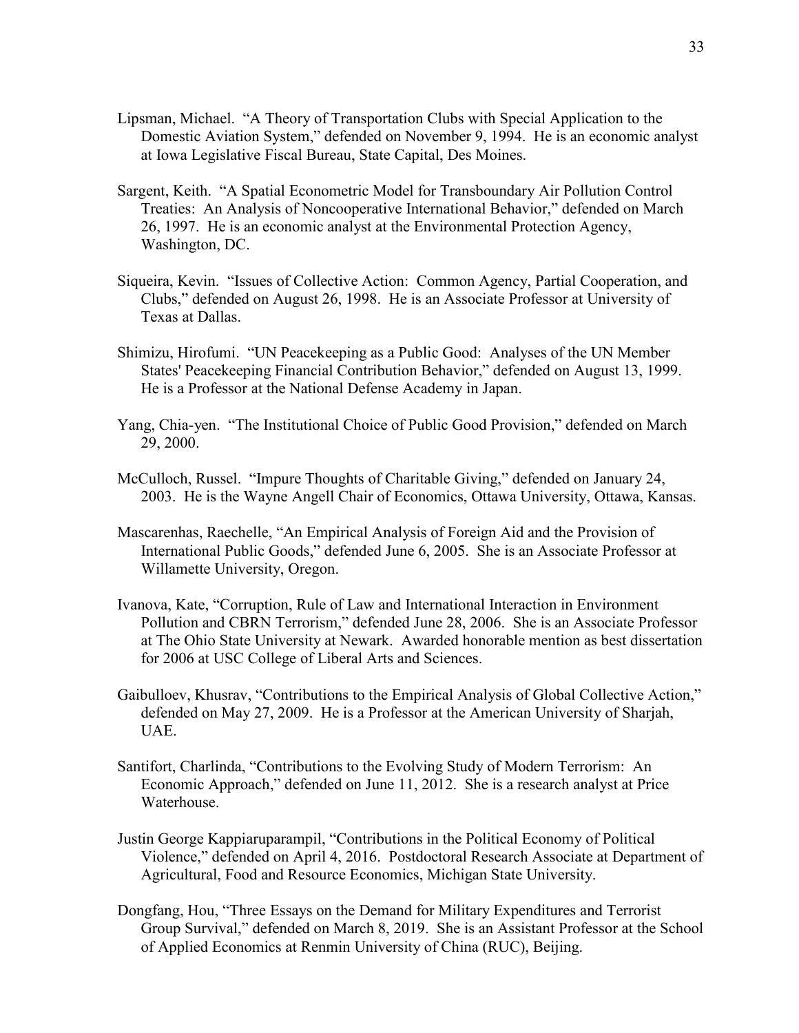Lipsman, Michael. "A Theory of Transportation Clubs with Special Application to the Domestic Aviation System," defended on November 9, 1994. He is an economic analyst at Iowa Legislative Fiscal Bureau, State Capital, Des Moines.

Sargent, Keith. "A Spatial Econometric Model for Transboundary Air Pollution Control Treaties: An Analysis of Noncooperative International Behavior," defended on March 26, 1997. He is an economic analyst at the Environmental Protection Agency, Washington, DC.

Siqueira, Kevin. "Issues of Collective Action: Common Agency, Partial Cooperation, and Clubs," defended on August 26, 1998. He is an Associate Professor at University of Texas at Dallas.

Shimizu, Hirofumi. "UN Peacekeeping as a Public Good: Analyses of the UN Member States' Peacekeeping Financial Contribution Behavior," defended on August 13, 1999. He is a Professor at the National Defense Academy in Japan.

Yang, Chia-yen. "The Institutional Choice of Public Good Provision," defended on March 29, 2000.

McCulloch, Russel. "Impure Thoughts of Charitable Giving," defended on January 24, 2003. He is the Wayne Angell Chair of Economics, Ottawa University, Ottawa, Kansas.

Mascarenhas, Raechelle, "An Empirical Analysis of Foreign Aid and the Provision of International Public Goods," defended June 6, 2005. She is an Associate Professor at Willamette University, Oregon.

Ivanova, Kate, "Corruption, Rule of Law and International Interaction in Environment Pollution and CBRN Terrorism," defended June 28, 2006. She is an Associate Professor at The Ohio State University at Newark. Awarded honorable mention as best dissertation for 2006 at USC College of Liberal Arts and Sciences.

Gaibulloev, Khusrav, "Contributions to the Empirical Analysis of Global Collective Action," defended on May 27, 2009. He is a Professor at the American University of Sharjah, UAE.

Santifort, Charlinda, "Contributions to the Evolving Study of Modern Terrorism: An Economic Approach," defended on June 11, 2012. She is a research analyst at Price Waterhouse.

Justin George Kappiaruparampil, "Contributions in the Political Economy of Political Violence," defended on April 4, 2016. Postdoctoral Research Associate at Department of Agricultural, Food and Resource Economics, Michigan State University.

Dongfang, Hou, "Three Essays on the Demand for Military Expenditures and Terrorist Group Survival," defended on March 8, 2019. She is an Assistant Professor at the School of Applied Economics at Renmin University of China (RUC), Beijing.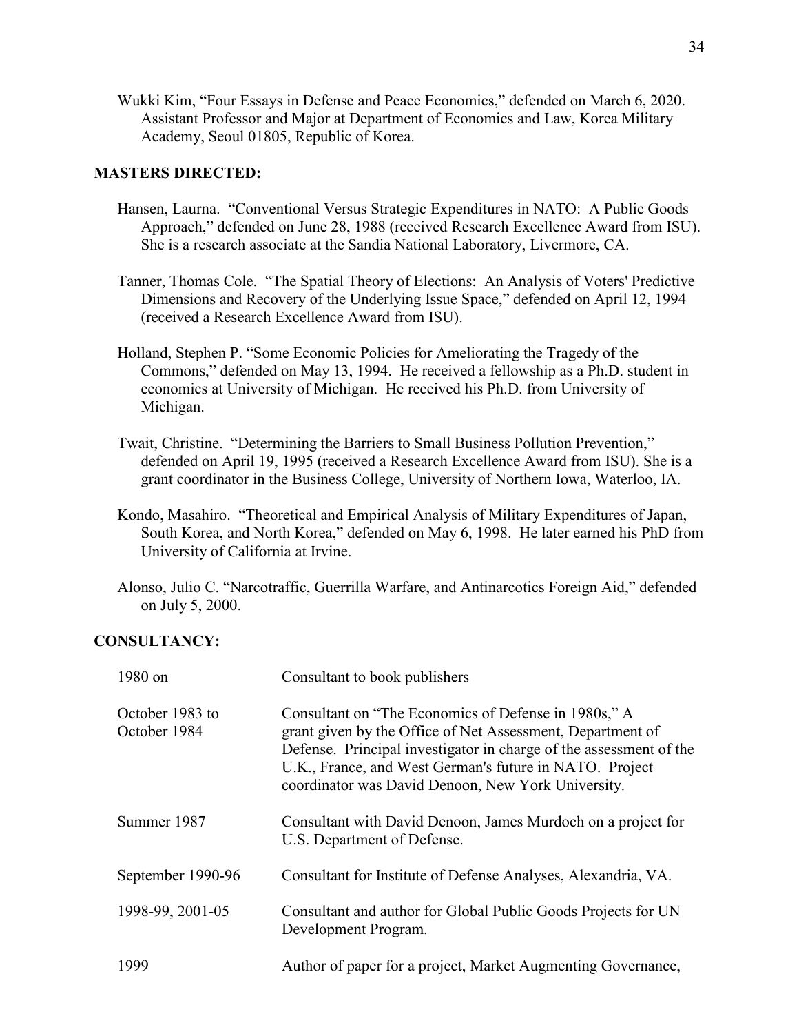Wukki Kim, "Four Essays in Defense and Peace Economics," defended on March 6, 2020. Assistant Professor and Major at Department of Economics and Law, Korea Military Academy, Seoul 01805, Republic of Korea.

**MASTERS DIRECTED:**

Hansen, Laurna. "Conventional Versus Strategic Expenditures in NATO: A Public Goods Approach," defended on June 28, 1988 (received Research Excellence Award from ISU). She is a research associate at the Sandia National Laboratory, Livermore, CA.

Tanner, Thomas Cole. "The Spatial Theory of Elections: An Analysis of Voters' Predictive Dimensions and Recovery of the Underlying Issue Space," defended on April 12, 1994 (received a Research Excellence Award from ISU).

Holland, Stephen P. "Some Economic Policies for Ameliorating the Tragedy of the Commons," defended on May 13, 1994. He received a fellowship as a Ph.D. student in economics at University of Michigan. He received his Ph.D. from University of Michigan.

Twait, Christine. "Determining the Barriers to Small Business Pollution Prevention," defended on April 19, 1995 (received a Research Excellence Award from ISU). She is a grant coordinator in the Business College, University of Northern Iowa, Waterloo, IA.

Kondo, Masahiro. "Theoretical and Empirical Analysis of Military Expenditures of Japan, South Korea, and North Korea," defended on May 6, 1998. He later earned his PhD from University of California at Irvine.

Alonso, Julio C. "Narcotraffic, Guerrilla Warfare, and Antinarcotics Foreign Aid," defended on July 5, 2000.

**CONSULTANCY:**

| | |
|---|---|
| 1980 on | Consultant to book publishers |
| October 1983 to October 1984 | Consultant on "The Economics of Defense in 1980s," A grant given by the Office of Net Assessment, Department of Defense. Principal investigator in charge of the assessment of the U.K., France, and West German's future in NATO. Project coordinator was David Denoon, New York University. |
| Summer 1987 | Consultant with David Denoon, James Murdoch on a project for U.S. Department of Defense. |
| September 1990-96 | Consultant for Institute of Defense Analyses, Alexandria, VA. |
| 1998-99, 2001-05 | Consultant and author for Global Public Goods Projects for UN Development Program. |
| 1999 | Author of paper for a project, Market Augmenting Governance, |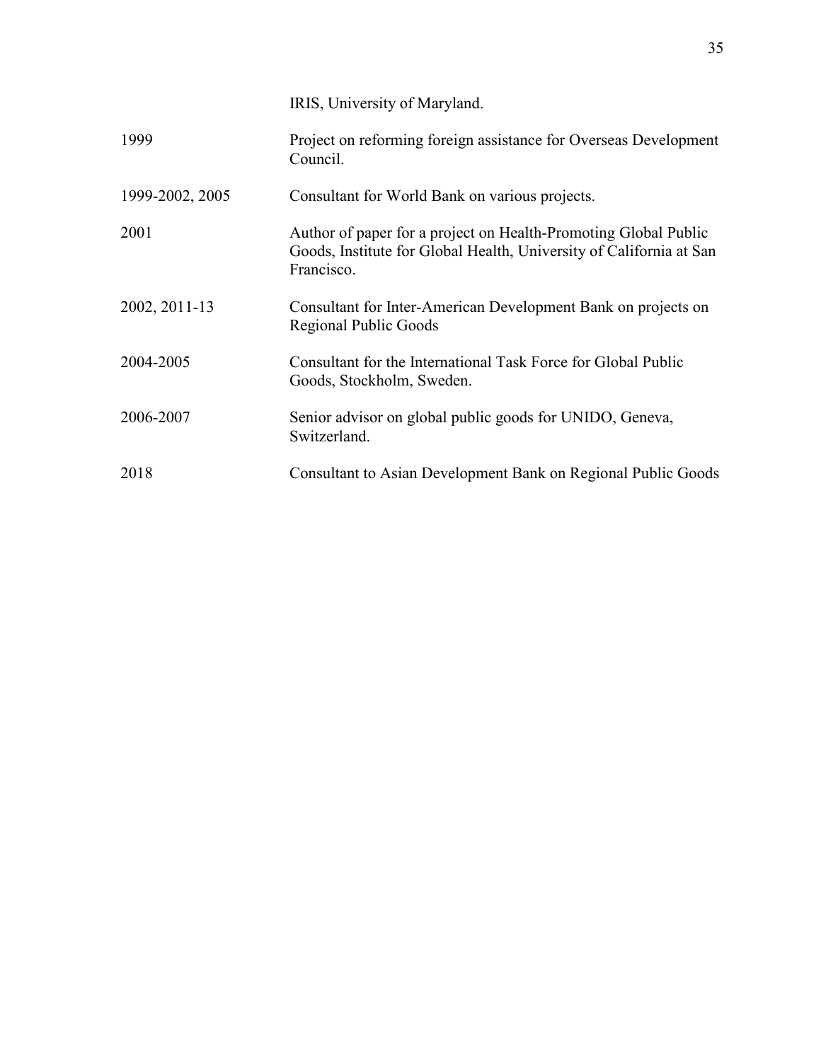| | |
|---|---|
| | IRIS, University of Maryland. |
| 1999 | Project on reforming foreign assistance for Overseas Development Council. |
| 1999-2002, 2005 | Consultant for World Bank on various projects. |
| 2001 | Author of paper for a project on Health-Promoting Global Public Goods, Institute for Global Health, University of California at San Francisco. |
| 2002, 2011-13 | Consultant for Inter-American Development Bank on projects on Regional Public Goods |
| 2004-2005 | Consultant for the International Task Force for Global Public Goods, Stockholm, Sweden. |
| 2006-2007 | Senior advisor on global public goods for UNIDO, Geneva, Switzerland. |
| 2018 | Consultant to Asian Development Bank on Regional Public Goods |